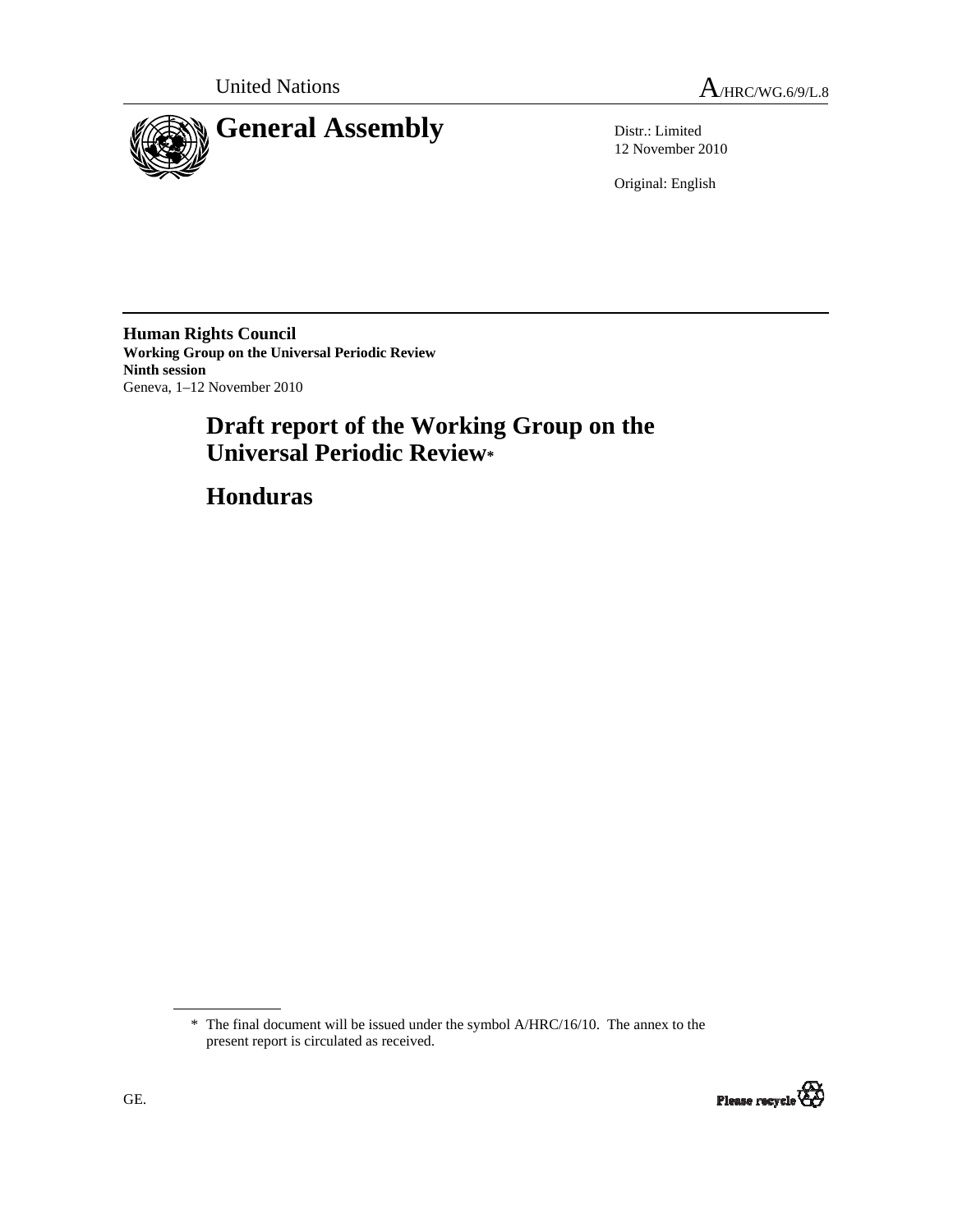United Nations A/HRC/WG.6/9/L.8

# General Assembly

Distr.: Limited
12 November 2010

Original: English

**Human Rights Council**
**Working Group on the Universal Periodic Review**
**Ninth session**
Geneva, 1–12 November 2010

## Draft report of the Working Group on the Universal Periodic Review*

## Honduras

---

\* The final document will be issued under the symbol A/HRC/16/10. The annex to the present report is circulated as received.

GE.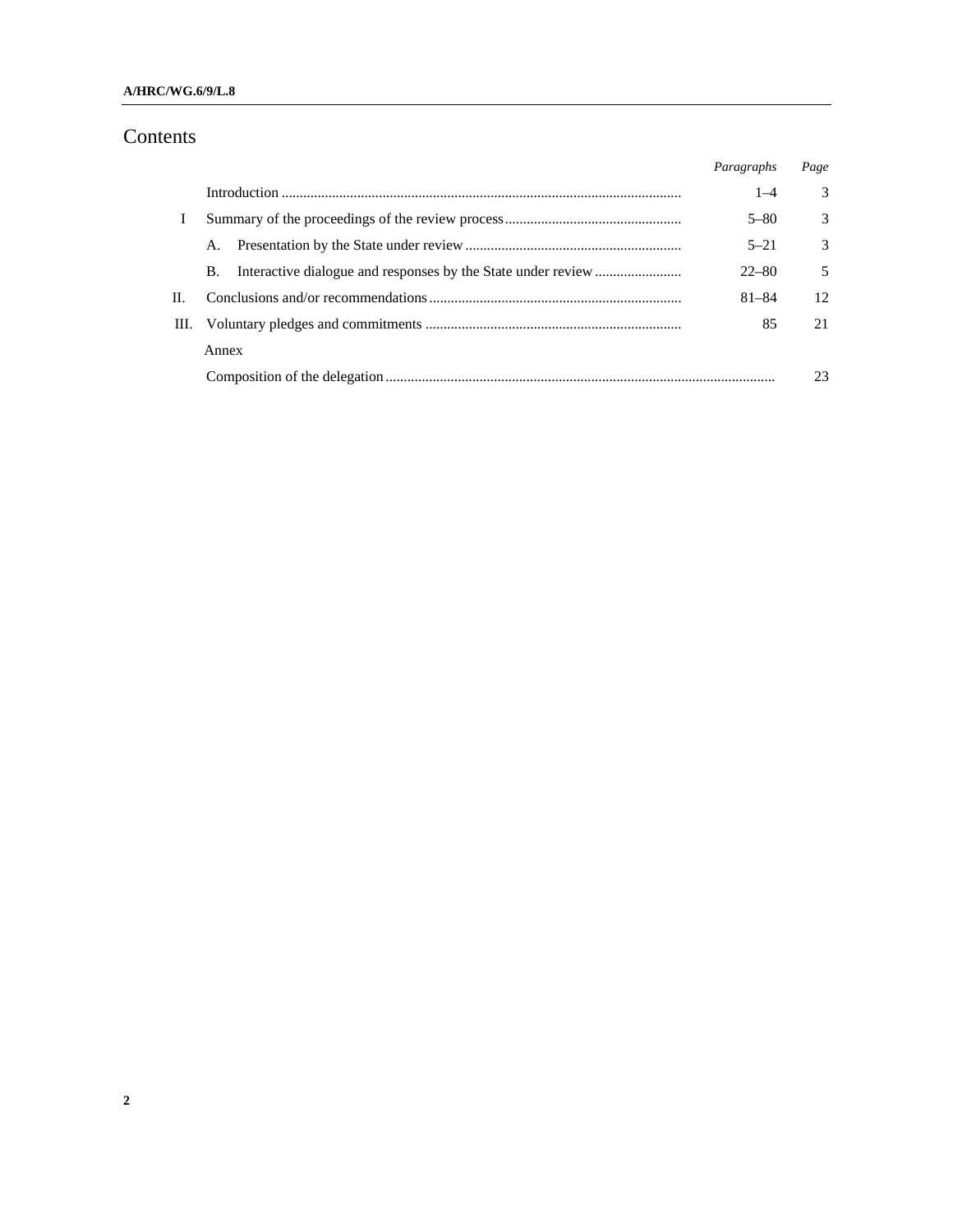# Contents

| | | Paragraphs | Page |
|---|---|---|---|
| | Introduction | 1–4 | 3 |
| I | Summary of the proceedings of the review process | 5–80 | 3 |
| | A. Presentation by the State under review | 5–21 | 3 |
| | B. Interactive dialogue and responses by the State under review | 22–80 | 5 |
| II. | Conclusions and/or recommendations | 81–84 | 12 |
| III. | Voluntary pledges and commitments | 85 | 21 |
| | Annex | | |
| | Composition of the delegation | | 23 |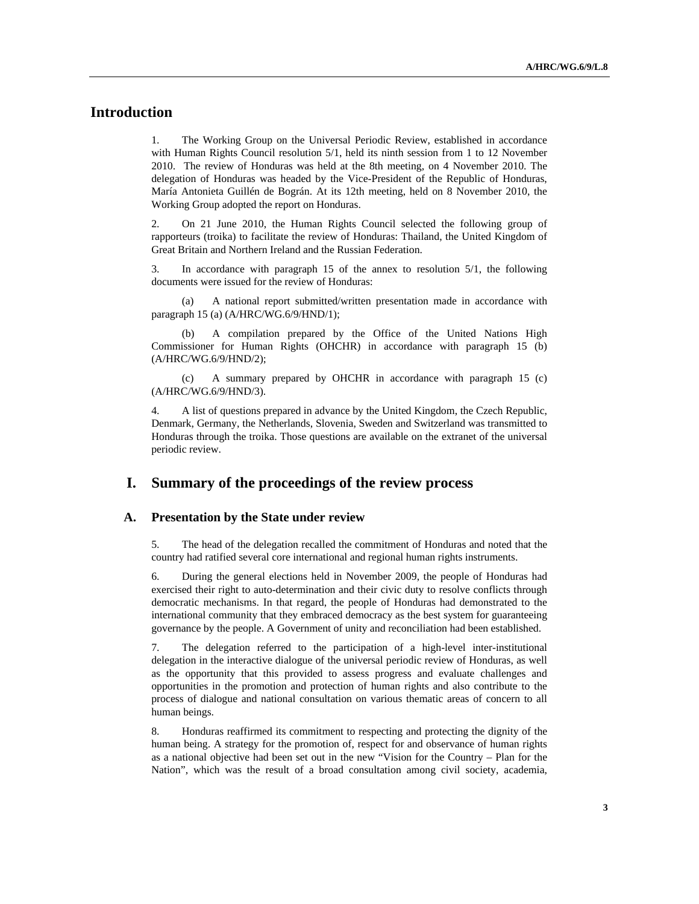# Introduction

1. The Working Group on the Universal Periodic Review, established in accordance with Human Rights Council resolution 5/1, held its ninth session from 1 to 12 November 2010. The review of Honduras was held at the 8th meeting, on 4 November 2010. The delegation of Honduras was headed by the Vice-President of the Republic of Honduras, María Antonieta Guillén de Bográn. At its 12th meeting, held on 8 November 2010, the Working Group adopted the report on Honduras.

2. On 21 June 2010, the Human Rights Council selected the following group of rapporteurs (troika) to facilitate the review of Honduras: Thailand, the United Kingdom of Great Britain and Northern Ireland and the Russian Federation.

3. In accordance with paragraph 15 of the annex to resolution 5/1, the following documents were issued for the review of Honduras:

(a) A national report submitted/written presentation made in accordance with paragraph 15 (a) (A/HRC/WG.6/9/HND/1);

(b) A compilation prepared by the Office of the United Nations High Commissioner for Human Rights (OHCHR) in accordance with paragraph 15 (b) (A/HRC/WG.6/9/HND/2);

(c) A summary prepared by OHCHR in accordance with paragraph 15 (c) (A/HRC/WG.6/9/HND/3).

4. A list of questions prepared in advance by the United Kingdom, the Czech Republic, Denmark, Germany, the Netherlands, Slovenia, Sweden and Switzerland was transmitted to Honduras through the troika. Those questions are available on the extranet of the universal periodic review.

# I. Summary of the proceedings of the review process

## A. Presentation by the State under review

5. The head of the delegation recalled the commitment of Honduras and noted that the country had ratified several core international and regional human rights instruments.

6. During the general elections held in November 2009, the people of Honduras had exercised their right to auto-determination and their civic duty to resolve conflicts through democratic mechanisms. In that regard, the people of Honduras had demonstrated to the international community that they embraced democracy as the best system for guaranteeing governance by the people. A Government of unity and reconciliation had been established.

7. The delegation referred to the participation of a high-level inter-institutional delegation in the interactive dialogue of the universal periodic review of Honduras, as well as the opportunity that this provided to assess progress and evaluate challenges and opportunities in the promotion and protection of human rights and also contribute to the process of dialogue and national consultation on various thematic areas of concern to all human beings.

8. Honduras reaffirmed its commitment to respecting and protecting the dignity of the human being. A strategy for the promotion of, respect for and observance of human rights as a national objective had been set out in the new "Vision for the Country – Plan for the Nation", which was the result of a broad consultation among civil society, academia,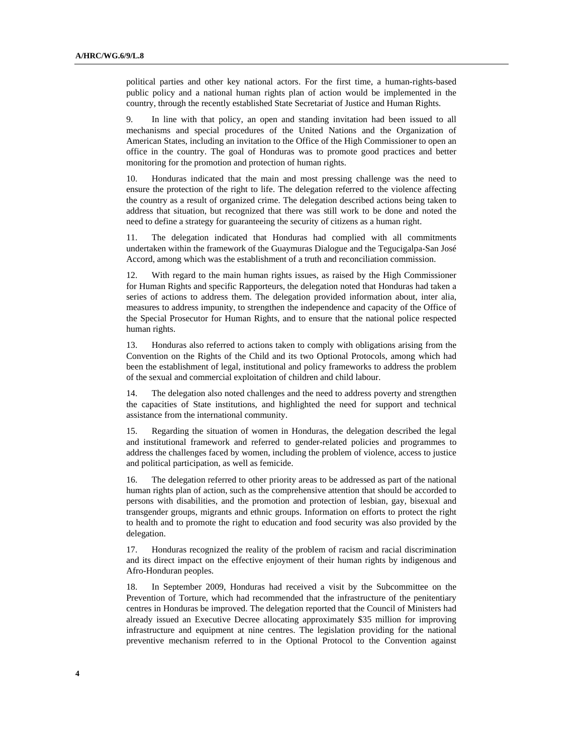political parties and other key national actors. For the first time, a human-rights-based public policy and a national human rights plan of action would be implemented in the country, through the recently established State Secretariat of Justice and Human Rights.

9. In line with that policy, an open and standing invitation had been issued to all mechanisms and special procedures of the United Nations and the Organization of American States, including an invitation to the Office of the High Commissioner to open an office in the country. The goal of Honduras was to promote good practices and better monitoring for the promotion and protection of human rights.

10. Honduras indicated that the main and most pressing challenge was the need to ensure the protection of the right to life. The delegation referred to the violence affecting the country as a result of organized crime. The delegation described actions being taken to address that situation, but recognized that there was still work to be done and noted the need to define a strategy for guaranteeing the security of citizens as a human right.

11. The delegation indicated that Honduras had complied with all commitments undertaken within the framework of the Guaymuras Dialogue and the Tegucigalpa-San José Accord, among which was the establishment of a truth and reconciliation commission.

12. With regard to the main human rights issues, as raised by the High Commissioner for Human Rights and specific Rapporteurs, the delegation noted that Honduras had taken a series of actions to address them. The delegation provided information about, inter alia, measures to address impunity, to strengthen the independence and capacity of the Office of the Special Prosecutor for Human Rights, and to ensure that the national police respected human rights.

13. Honduras also referred to actions taken to comply with obligations arising from the Convention on the Rights of the Child and its two Optional Protocols, among which had been the establishment of legal, institutional and policy frameworks to address the problem of the sexual and commercial exploitation of children and child labour.

14. The delegation also noted challenges and the need to address poverty and strengthen the capacities of State institutions, and highlighted the need for support and technical assistance from the international community.

15. Regarding the situation of women in Honduras, the delegation described the legal and institutional framework and referred to gender-related policies and programmes to address the challenges faced by women, including the problem of violence, access to justice and political participation, as well as femicide.

16. The delegation referred to other priority areas to be addressed as part of the national human rights plan of action, such as the comprehensive attention that should be accorded to persons with disabilities, and the promotion and protection of lesbian, gay, bisexual and transgender groups, migrants and ethnic groups. Information on efforts to protect the right to health and to promote the right to education and food security was also provided by the delegation.

17. Honduras recognized the reality of the problem of racism and racial discrimination and its direct impact on the effective enjoyment of their human rights by indigenous and Afro-Honduran peoples.

18. In September 2009, Honduras had received a visit by the Subcommittee on the Prevention of Torture, which had recommended that the infrastructure of the penitentiary centres in Honduras be improved. The delegation reported that the Council of Ministers had already issued an Executive Decree allocating approximately \$35 million for improving infrastructure and equipment at nine centres. The legislation providing for the national preventive mechanism referred to in the Optional Protocol to the Convention against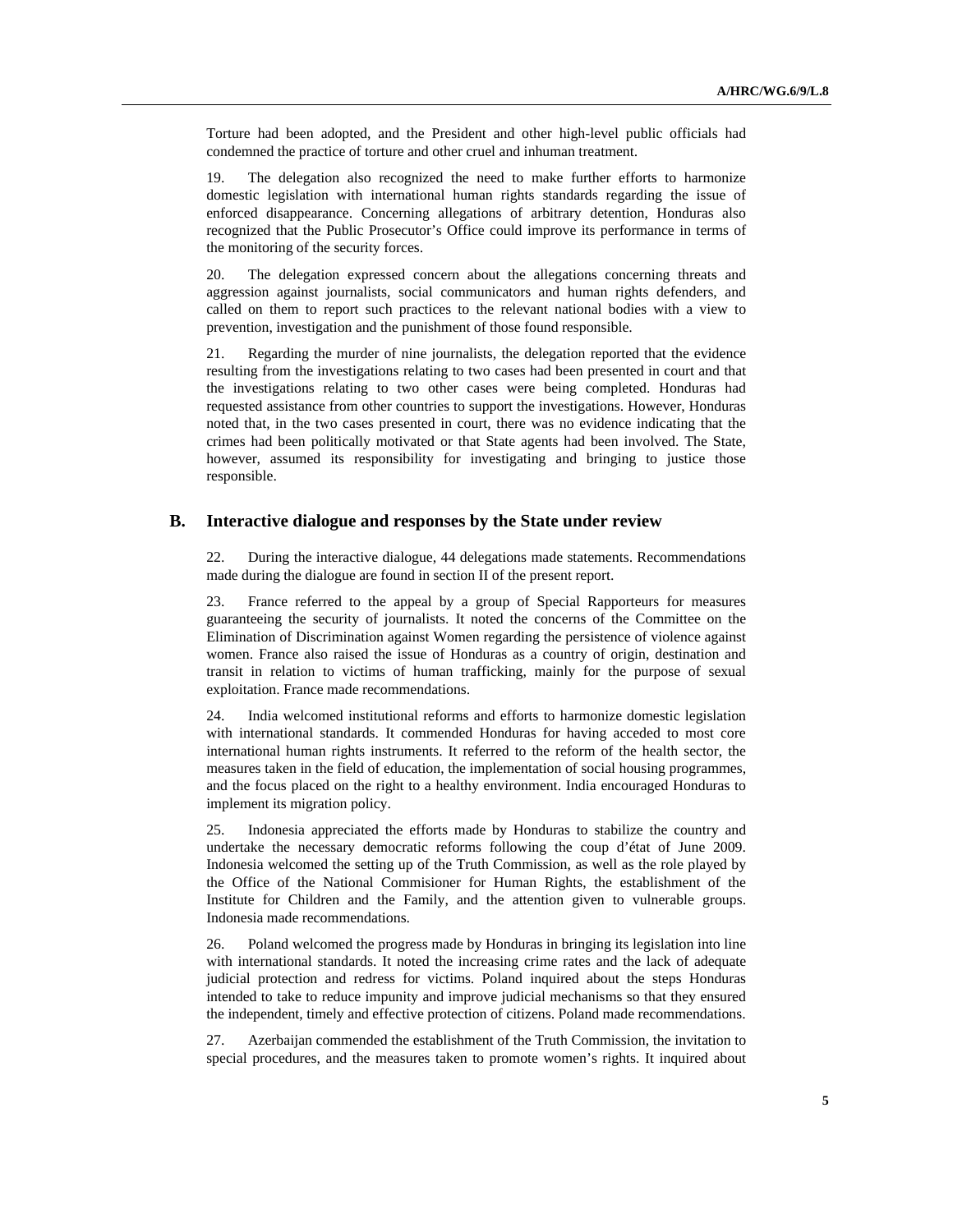Torture had been adopted, and the President and other high-level public officials had condemned the practice of torture and other cruel and inhuman treatment.

19. The delegation also recognized the need to make further efforts to harmonize domestic legislation with international human rights standards regarding the issue of enforced disappearance. Concerning allegations of arbitrary detention, Honduras also recognized that the Public Prosecutor's Office could improve its performance in terms of the monitoring of the security forces.

20. The delegation expressed concern about the allegations concerning threats and aggression against journalists, social communicators and human rights defenders, and called on them to report such practices to the relevant national bodies with a view to prevention, investigation and the punishment of those found responsible.

21. Regarding the murder of nine journalists, the delegation reported that the evidence resulting from the investigations relating to two cases had been presented in court and that the investigations relating to two other cases were being completed. Honduras had requested assistance from other countries to support the investigations. However, Honduras noted that, in the two cases presented in court, there was no evidence indicating that the crimes had been politically motivated or that State agents had been involved. The State, however, assumed its responsibility for investigating and bringing to justice those responsible.

## B. Interactive dialogue and responses by the State under review

22. During the interactive dialogue, 44 delegations made statements. Recommendations made during the dialogue are found in section II of the present report.

23. France referred to the appeal by a group of Special Rapporteurs for measures guaranteeing the security of journalists. It noted the concerns of the Committee on the Elimination of Discrimination against Women regarding the persistence of violence against women. France also raised the issue of Honduras as a country of origin, destination and transit in relation to victims of human trafficking, mainly for the purpose of sexual exploitation. France made recommendations.

24. India welcomed institutional reforms and efforts to harmonize domestic legislation with international standards. It commended Honduras for having acceded to most core international human rights instruments. It referred to the reform of the health sector, the measures taken in the field of education, the implementation of social housing programmes, and the focus placed on the right to a healthy environment. India encouraged Honduras to implement its migration policy.

25. Indonesia appreciated the efforts made by Honduras to stabilize the country and undertake the necessary democratic reforms following the coup d'état of June 2009. Indonesia welcomed the setting up of the Truth Commission, as well as the role played by the Office of the National Commisioner for Human Rights, the establishment of the Institute for Children and the Family, and the attention given to vulnerable groups. Indonesia made recommendations.

26. Poland welcomed the progress made by Honduras in bringing its legislation into line with international standards. It noted the increasing crime rates and the lack of adequate judicial protection and redress for victims. Poland inquired about the steps Honduras intended to take to reduce impunity and improve judicial mechanisms so that they ensured the independent, timely and effective protection of citizens. Poland made recommendations.

27. Azerbaijan commended the establishment of the Truth Commission, the invitation to special procedures, and the measures taken to promote women's rights. It inquired about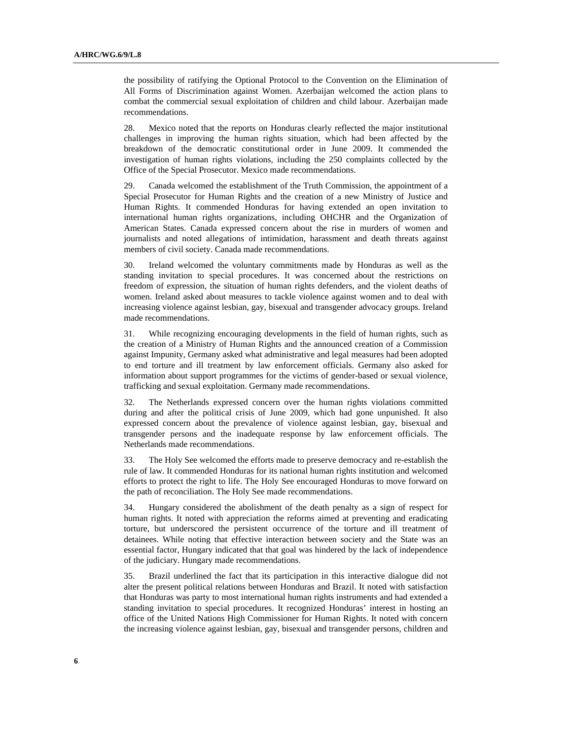the possibility of ratifying the Optional Protocol to the Convention on the Elimination of All Forms of Discrimination against Women. Azerbaijan welcomed the action plans to combat the commercial sexual exploitation of children and child labour. Azerbaijan made recommendations.

28. Mexico noted that the reports on Honduras clearly reflected the major institutional challenges in improving the human rights situation, which had been affected by the breakdown of the democratic constitutional order in June 2009. It commended the investigation of human rights violations, including the 250 complaints collected by the Office of the Special Prosecutor. Mexico made recommendations.

29. Canada welcomed the establishment of the Truth Commission, the appointment of a Special Prosecutor for Human Rights and the creation of a new Ministry of Justice and Human Rights. It commended Honduras for having extended an open invitation to international human rights organizations, including OHCHR and the Organization of American States. Canada expressed concern about the rise in murders of women and journalists and noted allegations of intimidation, harassment and death threats against members of civil society. Canada made recommendations.

30. Ireland welcomed the voluntary commitments made by Honduras as well as the standing invitation to special procedures. It was concerned about the restrictions on freedom of expression, the situation of human rights defenders, and the violent deaths of women. Ireland asked about measures to tackle violence against women and to deal with increasing violence against lesbian, gay, bisexual and transgender advocacy groups. Ireland made recommendations.

31. While recognizing encouraging developments in the field of human rights, such as the creation of a Ministry of Human Rights and the announced creation of a Commission against Impunity, Germany asked what administrative and legal measures had been adopted to end torture and ill treatment by law enforcement officials. Germany also asked for information about support programmes for the victims of gender-based or sexual violence, trafficking and sexual exploitation. Germany made recommendations.

32. The Netherlands expressed concern over the human rights violations committed during and after the political crisis of June 2009, which had gone unpunished. It also expressed concern about the prevalence of violence against lesbian, gay, bisexual and transgender persons and the inadequate response by law enforcement officials. The Netherlands made recommendations.

33. The Holy See welcomed the efforts made to preserve democracy and re-establish the rule of law. It commended Honduras for its national human rights institution and welcomed efforts to protect the right to life. The Holy See encouraged Honduras to move forward on the path of reconciliation. The Holy See made recommendations.

34. Hungary considered the abolishment of the death penalty as a sign of respect for human rights. It noted with appreciation the reforms aimed at preventing and eradicating torture, but underscored the persistent occurrence of the torture and ill treatment of detainees. While noting that effective interaction between society and the State was an essential factor, Hungary indicated that that goal was hindered by the lack of independence of the judiciary. Hungary made recommendations.

35. Brazil underlined the fact that its participation in this interactive dialogue did not alter the present political relations between Honduras and Brazil. It noted with satisfaction that Honduras was party to most international human rights instruments and had extended a standing invitation to special procedures. It recognized Honduras' interest in hosting an office of the United Nations High Commissioner for Human Rights. It noted with concern the increasing violence against lesbian, gay, bisexual and transgender persons, children and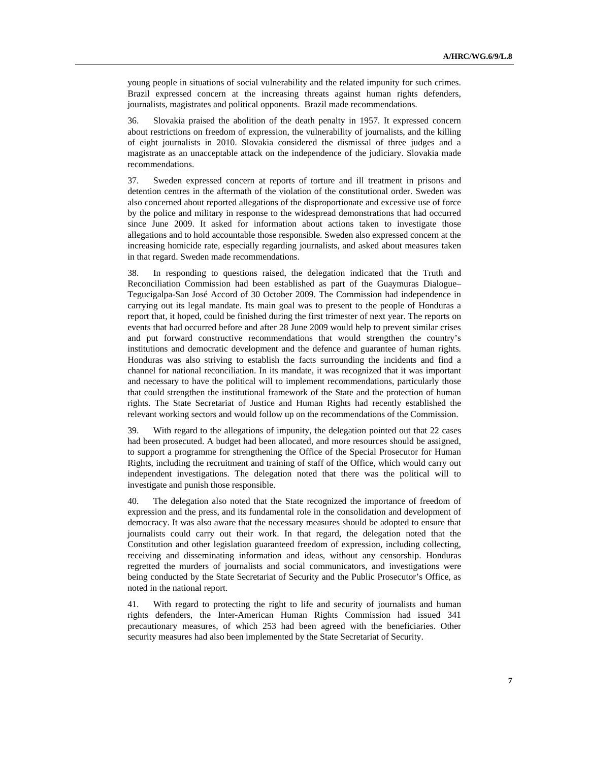young people in situations of social vulnerability and the related impunity for such crimes. Brazil expressed concern at the increasing threats against human rights defenders, journalists, magistrates and political opponents. Brazil made recommendations.

36. Slovakia praised the abolition of the death penalty in 1957. It expressed concern about restrictions on freedom of expression, the vulnerability of journalists, and the killing of eight journalists in 2010. Slovakia considered the dismissal of three judges and a magistrate as an unacceptable attack on the independence of the judiciary. Slovakia made recommendations.

37. Sweden expressed concern at reports of torture and ill treatment in prisons and detention centres in the aftermath of the violation of the constitutional order. Sweden was also concerned about reported allegations of the disproportionate and excessive use of force by the police and military in response to the widespread demonstrations that had occurred since June 2009. It asked for information about actions taken to investigate those allegations and to hold accountable those responsible. Sweden also expressed concern at the increasing homicide rate, especially regarding journalists, and asked about measures taken in that regard. Sweden made recommendations.

38. In responding to questions raised, the delegation indicated that the Truth and Reconciliation Commission had been established as part of the Guaymuras Dialogue–Tegucigalpa-San José Accord of 30 October 2009. The Commission had independence in carrying out its legal mandate. Its main goal was to present to the people of Honduras a report that, it hoped, could be finished during the first trimester of next year. The reports on events that had occurred before and after 28 June 2009 would help to prevent similar crises and put forward constructive recommendations that would strengthen the country's institutions and democratic development and the defence and guarantee of human rights. Honduras was also striving to establish the facts surrounding the incidents and find a channel for national reconciliation. In its mandate, it was recognized that it was important and necessary to have the political will to implement recommendations, particularly those that could strengthen the institutional framework of the State and the protection of human rights. The State Secretariat of Justice and Human Rights had recently established the relevant working sectors and would follow up on the recommendations of the Commission.

39. With regard to the allegations of impunity, the delegation pointed out that 22 cases had been prosecuted. A budget had been allocated, and more resources should be assigned, to support a programme for strengthening the Office of the Special Prosecutor for Human Rights, including the recruitment and training of staff of the Office, which would carry out independent investigations. The delegation noted that there was the political will to investigate and punish those responsible.

40. The delegation also noted that the State recognized the importance of freedom of expression and the press, and its fundamental role in the consolidation and development of democracy. It was also aware that the necessary measures should be adopted to ensure that journalists could carry out their work. In that regard, the delegation noted that the Constitution and other legislation guaranteed freedom of expression, including collecting, receiving and disseminating information and ideas, without any censorship. Honduras regretted the murders of journalists and social communicators, and investigations were being conducted by the State Secretariat of Security and the Public Prosecutor's Office, as noted in the national report.

41. With regard to protecting the right to life and security of journalists and human rights defenders, the Inter-American Human Rights Commission had issued 341 precautionary measures, of which 253 had been agreed with the beneficiaries. Other security measures had also been implemented by the State Secretariat of Security.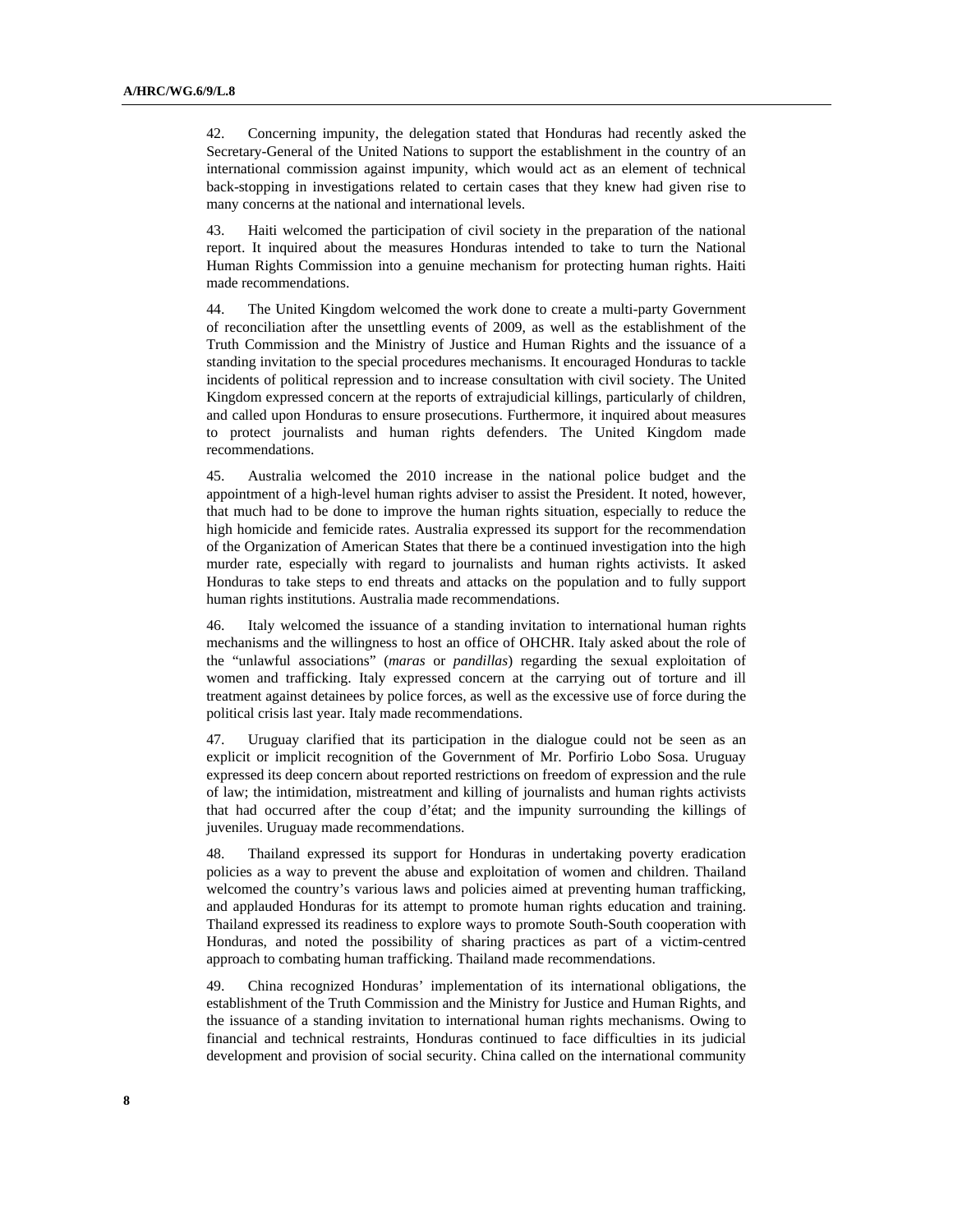42. Concerning impunity, the delegation stated that Honduras had recently asked the Secretary-General of the United Nations to support the establishment in the country of an international commission against impunity, which would act as an element of technical back-stopping in investigations related to certain cases that they knew had given rise to many concerns at the national and international levels.

43. Haiti welcomed the participation of civil society in the preparation of the national report. It inquired about the measures Honduras intended to take to turn the National Human Rights Commission into a genuine mechanism for protecting human rights. Haiti made recommendations.

44. The United Kingdom welcomed the work done to create a multi-party Government of reconciliation after the unsettling events of 2009, as well as the establishment of the Truth Commission and the Ministry of Justice and Human Rights and the issuance of a standing invitation to the special procedures mechanisms. It encouraged Honduras to tackle incidents of political repression and to increase consultation with civil society. The United Kingdom expressed concern at the reports of extrajudicial killings, particularly of children, and called upon Honduras to ensure prosecutions. Furthermore, it inquired about measures to protect journalists and human rights defenders. The United Kingdom made recommendations.

45. Australia welcomed the 2010 increase in the national police budget and the appointment of a high-level human rights adviser to assist the President. It noted, however, that much had to be done to improve the human rights situation, especially to reduce the high homicide and femicide rates. Australia expressed its support for the recommendation of the Organization of American States that there be a continued investigation into the high murder rate, especially with regard to journalists and human rights activists. It asked Honduras to take steps to end threats and attacks on the population and to fully support human rights institutions. Australia made recommendations.

46. Italy welcomed the issuance of a standing invitation to international human rights mechanisms and the willingness to host an office of OHCHR. Italy asked about the role of the "unlawful associations" (*maras* or *pandillas*) regarding the sexual exploitation of women and trafficking. Italy expressed concern at the carrying out of torture and ill treatment against detainees by police forces, as well as the excessive use of force during the political crisis last year. Italy made recommendations.

47. Uruguay clarified that its participation in the dialogue could not be seen as an explicit or implicit recognition of the Government of Mr. Porfirio Lobo Sosa. Uruguay expressed its deep concern about reported restrictions on freedom of expression and the rule of law; the intimidation, mistreatment and killing of journalists and human rights activists that had occurred after the coup d'état; and the impunity surrounding the killings of juveniles. Uruguay made recommendations.

48. Thailand expressed its support for Honduras in undertaking poverty eradication policies as a way to prevent the abuse and exploitation of women and children. Thailand welcomed the country's various laws and policies aimed at preventing human trafficking, and applauded Honduras for its attempt to promote human rights education and training. Thailand expressed its readiness to explore ways to promote South-South cooperation with Honduras, and noted the possibility of sharing practices as part of a victim-centred approach to combating human trafficking. Thailand made recommendations.

49. China recognized Honduras' implementation of its international obligations, the establishment of the Truth Commission and the Ministry for Justice and Human Rights, and the issuance of a standing invitation to international human rights mechanisms. Owing to financial and technical restraints, Honduras continued to face difficulties in its judicial development and provision of social security. China called on the international community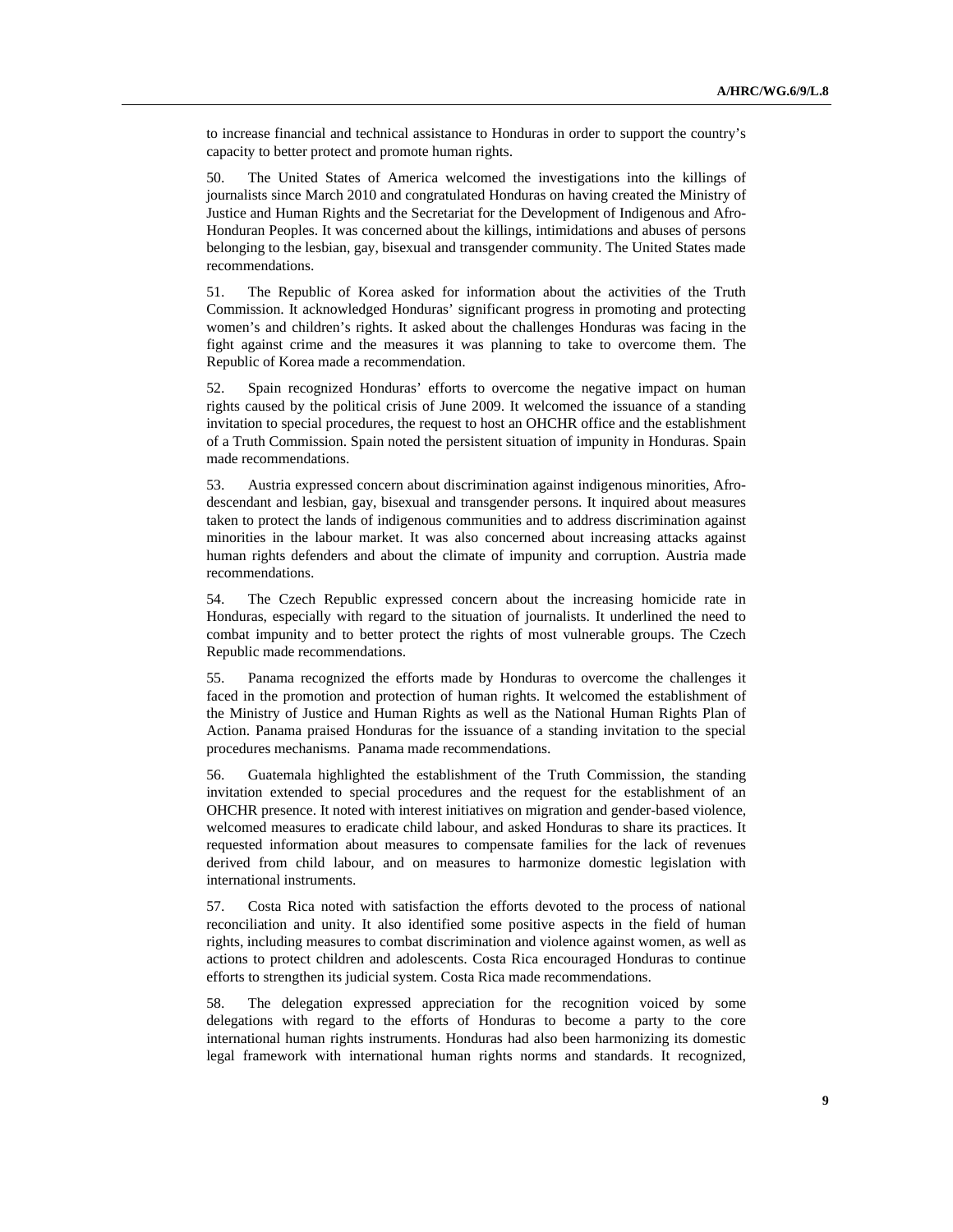to increase financial and technical assistance to Honduras in order to support the country's capacity to better protect and promote human rights.

50. The United States of America welcomed the investigations into the killings of journalists since March 2010 and congratulated Honduras on having created the Ministry of Justice and Human Rights and the Secretariat for the Development of Indigenous and Afro-Honduran Peoples. It was concerned about the killings, intimidations and abuses of persons belonging to the lesbian, gay, bisexual and transgender community. The United States made recommendations.

51. The Republic of Korea asked for information about the activities of the Truth Commission. It acknowledged Honduras' significant progress in promoting and protecting women's and children's rights. It asked about the challenges Honduras was facing in the fight against crime and the measures it was planning to take to overcome them. The Republic of Korea made a recommendation.

52. Spain recognized Honduras' efforts to overcome the negative impact on human rights caused by the political crisis of June 2009. It welcomed the issuance of a standing invitation to special procedures, the request to host an OHCHR office and the establishment of a Truth Commission. Spain noted the persistent situation of impunity in Honduras. Spain made recommendations.

53. Austria expressed concern about discrimination against indigenous minorities, Afro-descendant and lesbian, gay, bisexual and transgender persons. It inquired about measures taken to protect the lands of indigenous communities and to address discrimination against minorities in the labour market. It was also concerned about increasing attacks against human rights defenders and about the climate of impunity and corruption. Austria made recommendations.

54. The Czech Republic expressed concern about the increasing homicide rate in Honduras, especially with regard to the situation of journalists. It underlined the need to combat impunity and to better protect the rights of most vulnerable groups. The Czech Republic made recommendations.

55. Panama recognized the efforts made by Honduras to overcome the challenges it faced in the promotion and protection of human rights. It welcomed the establishment of the Ministry of Justice and Human Rights as well as the National Human Rights Plan of Action. Panama praised Honduras for the issuance of a standing invitation to the special procedures mechanisms. Panama made recommendations.

56. Guatemala highlighted the establishment of the Truth Commission, the standing invitation extended to special procedures and the request for the establishment of an OHCHR presence. It noted with interest initiatives on migration and gender-based violence, welcomed measures to eradicate child labour, and asked Honduras to share its practices. It requested information about measures to compensate families for the lack of revenues derived from child labour, and on measures to harmonize domestic legislation with international instruments.

57. Costa Rica noted with satisfaction the efforts devoted to the process of national reconciliation and unity. It also identified some positive aspects in the field of human rights, including measures to combat discrimination and violence against women, as well as actions to protect children and adolescents. Costa Rica encouraged Honduras to continue efforts to strengthen its judicial system. Costa Rica made recommendations.

58. The delegation expressed appreciation for the recognition voiced by some delegations with regard to the efforts of Honduras to become a party to the core international human rights instruments. Honduras had also been harmonizing its domestic legal framework with international human rights norms and standards. It recognized,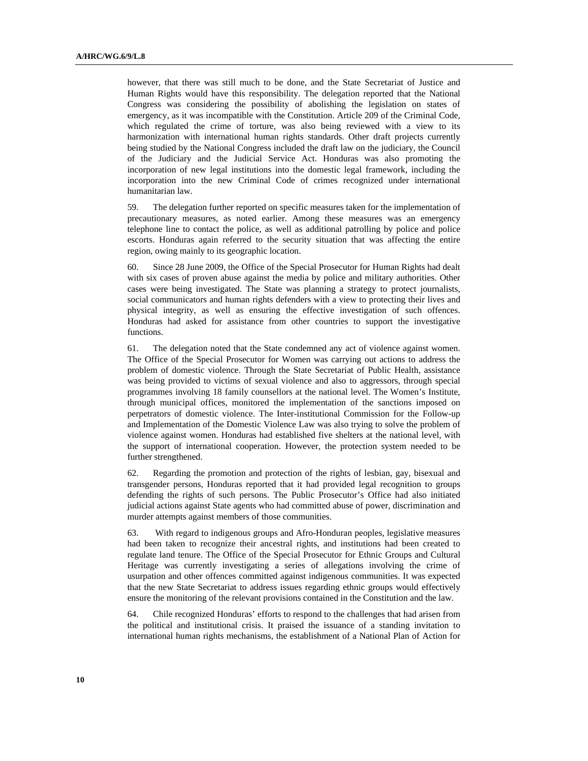however, that there was still much to be done, and the State Secretariat of Justice and Human Rights would have this responsibility. The delegation reported that the National Congress was considering the possibility of abolishing the legislation on states of emergency, as it was incompatible with the Constitution. Article 209 of the Criminal Code, which regulated the crime of torture, was also being reviewed with a view to its harmonization with international human rights standards. Other draft projects currently being studied by the National Congress included the draft law on the judiciary, the Council of the Judiciary and the Judicial Service Act. Honduras was also promoting the incorporation of new legal institutions into the domestic legal framework, including the incorporation into the new Criminal Code of crimes recognized under international humanitarian law.

59. The delegation further reported on specific measures taken for the implementation of precautionary measures, as noted earlier. Among these measures was an emergency telephone line to contact the police, as well as additional patrolling by police and police escorts. Honduras again referred to the security situation that was affecting the entire region, owing mainly to its geographic location.

60. Since 28 June 2009, the Office of the Special Prosecutor for Human Rights had dealt with six cases of proven abuse against the media by police and military authorities. Other cases were being investigated. The State was planning a strategy to protect journalists, social communicators and human rights defenders with a view to protecting their lives and physical integrity, as well as ensuring the effective investigation of such offences. Honduras had asked for assistance from other countries to support the investigative functions.

61. The delegation noted that the State condemned any act of violence against women. The Office of the Special Prosecutor for Women was carrying out actions to address the problem of domestic violence. Through the State Secretariat of Public Health, assistance was being provided to victims of sexual violence and also to aggressors, through special programmes involving 18 family counsellors at the national level. The Women's Institute, through municipal offices, monitored the implementation of the sanctions imposed on perpetrators of domestic violence. The Inter-institutional Commission for the Follow-up and Implementation of the Domestic Violence Law was also trying to solve the problem of violence against women. Honduras had established five shelters at the national level, with the support of international cooperation. However, the protection system needed to be further strengthened.

62. Regarding the promotion and protection of the rights of lesbian, gay, bisexual and transgender persons, Honduras reported that it had provided legal recognition to groups defending the rights of such persons. The Public Prosecutor's Office had also initiated judicial actions against State agents who had committed abuse of power, discrimination and murder attempts against members of those communities.

63. With regard to indigenous groups and Afro-Honduran peoples, legislative measures had been taken to recognize their ancestral rights, and institutions had been created to regulate land tenure. The Office of the Special Prosecutor for Ethnic Groups and Cultural Heritage was currently investigating a series of allegations involving the crime of usurpation and other offences committed against indigenous communities. It was expected that the new State Secretariat to address issues regarding ethnic groups would effectively ensure the monitoring of the relevant provisions contained in the Constitution and the law.

64. Chile recognized Honduras' efforts to respond to the challenges that had arisen from the political and institutional crisis. It praised the issuance of a standing invitation to international human rights mechanisms, the establishment of a National Plan of Action for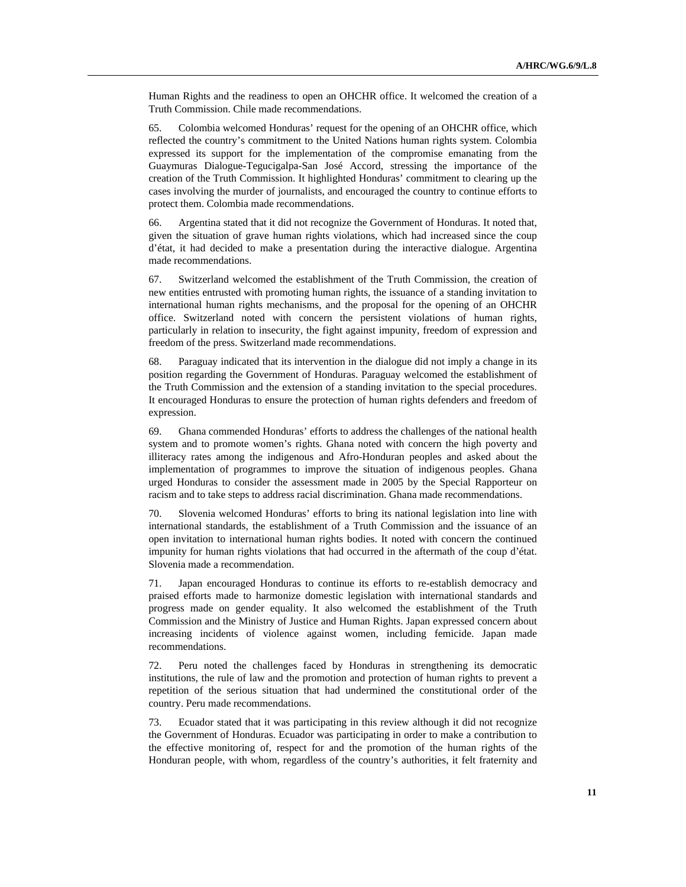Human Rights and the readiness to open an OHCHR office. It welcomed the creation of a Truth Commission. Chile made recommendations.

65. Colombia welcomed Honduras' request for the opening of an OHCHR office, which reflected the country's commitment to the United Nations human rights system. Colombia expressed its support for the implementation of the compromise emanating from the Guaymuras Dialogue-Tegucigalpa-San José Accord, stressing the importance of the creation of the Truth Commission. It highlighted Honduras' commitment to clearing up the cases involving the murder of journalists, and encouraged the country to continue efforts to protect them. Colombia made recommendations.

66. Argentina stated that it did not recognize the Government of Honduras. It noted that, given the situation of grave human rights violations, which had increased since the coup d'état, it had decided to make a presentation during the interactive dialogue. Argentina made recommendations.

67. Switzerland welcomed the establishment of the Truth Commission, the creation of new entities entrusted with promoting human rights, the issuance of a standing invitation to international human rights mechanisms, and the proposal for the opening of an OHCHR office. Switzerland noted with concern the persistent violations of human rights, particularly in relation to insecurity, the fight against impunity, freedom of expression and freedom of the press. Switzerland made recommendations.

68. Paraguay indicated that its intervention in the dialogue did not imply a change in its position regarding the Government of Honduras. Paraguay welcomed the establishment of the Truth Commission and the extension of a standing invitation to the special procedures. It encouraged Honduras to ensure the protection of human rights defenders and freedom of expression.

69. Ghana commended Honduras' efforts to address the challenges of the national health system and to promote women's rights. Ghana noted with concern the high poverty and illiteracy rates among the indigenous and Afro-Honduran peoples and asked about the implementation of programmes to improve the situation of indigenous peoples. Ghana urged Honduras to consider the assessment made in 2005 by the Special Rapporteur on racism and to take steps to address racial discrimination. Ghana made recommendations.

70. Slovenia welcomed Honduras' efforts to bring its national legislation into line with international standards, the establishment of a Truth Commission and the issuance of an open invitation to international human rights bodies. It noted with concern the continued impunity for human rights violations that had occurred in the aftermath of the coup d'état. Slovenia made a recommendation.

71. Japan encouraged Honduras to continue its efforts to re-establish democracy and praised efforts made to harmonize domestic legislation with international standards and progress made on gender equality. It also welcomed the establishment of the Truth Commission and the Ministry of Justice and Human Rights. Japan expressed concern about increasing incidents of violence against women, including femicide. Japan made recommendations.

72. Peru noted the challenges faced by Honduras in strengthening its democratic institutions, the rule of law and the promotion and protection of human rights to prevent a repetition of the serious situation that had undermined the constitutional order of the country. Peru made recommendations.

73. Ecuador stated that it was participating in this review although it did not recognize the Government of Honduras. Ecuador was participating in order to make a contribution to the effective monitoring of, respect for and the promotion of the human rights of the Honduran people, with whom, regardless of the country's authorities, it felt fraternity and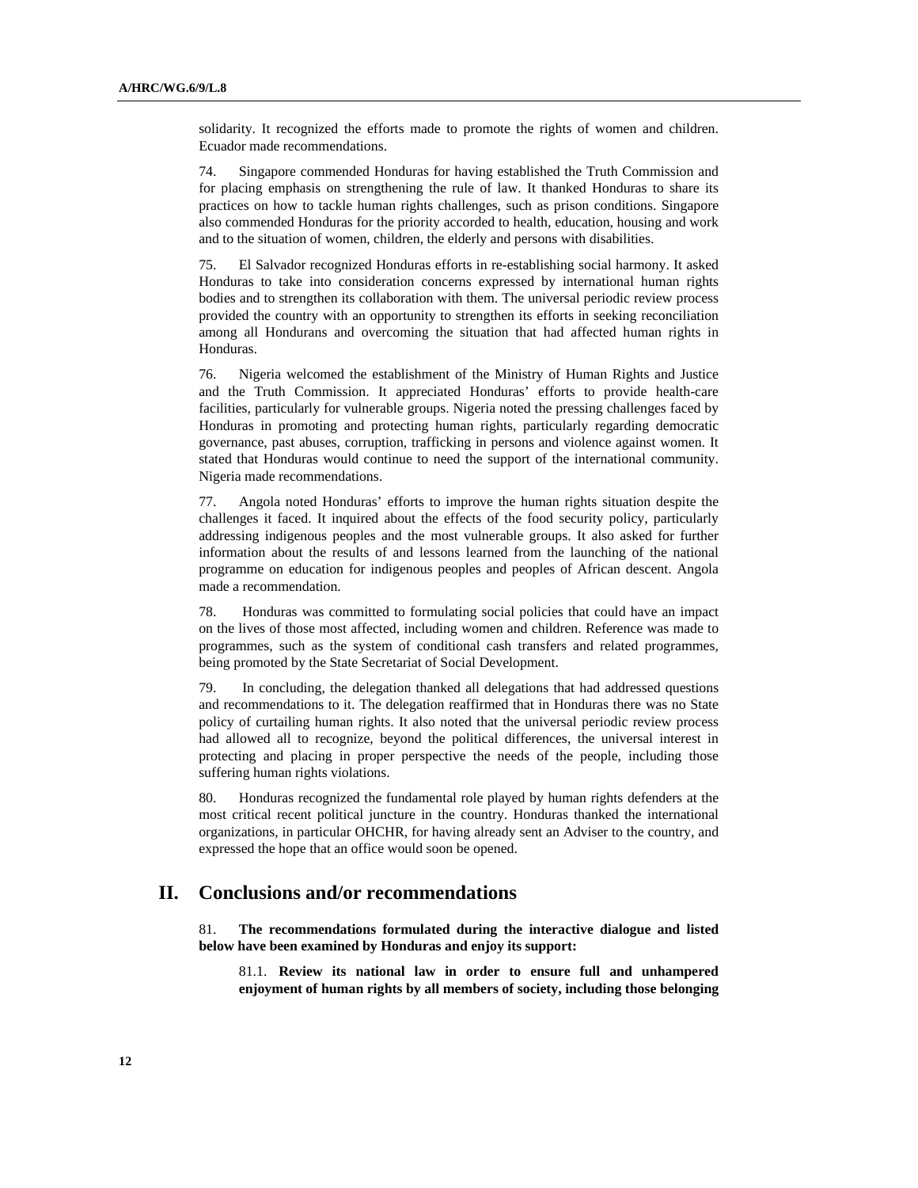solidarity. It recognized the efforts made to promote the rights of women and children. Ecuador made recommendations.

74. Singapore commended Honduras for having established the Truth Commission and for placing emphasis on strengthening the rule of law. It thanked Honduras to share its practices on how to tackle human rights challenges, such as prison conditions. Singapore also commended Honduras for the priority accorded to health, education, housing and work and to the situation of women, children, the elderly and persons with disabilities.

75. El Salvador recognized Honduras efforts in re-establishing social harmony. It asked Honduras to take into consideration concerns expressed by international human rights bodies and to strengthen its collaboration with them. The universal periodic review process provided the country with an opportunity to strengthen its efforts in seeking reconciliation among all Hondurans and overcoming the situation that had affected human rights in Honduras.

76. Nigeria welcomed the establishment of the Ministry of Human Rights and Justice and the Truth Commission. It appreciated Honduras' efforts to provide health-care facilities, particularly for vulnerable groups. Nigeria noted the pressing challenges faced by Honduras in promoting and protecting human rights, particularly regarding democratic governance, past abuses, corruption, trafficking in persons and violence against women. It stated that Honduras would continue to need the support of the international community. Nigeria made recommendations.

77. Angola noted Honduras' efforts to improve the human rights situation despite the challenges it faced. It inquired about the effects of the food security policy, particularly addressing indigenous peoples and the most vulnerable groups. It also asked for further information about the results of and lessons learned from the launching of the national programme on education for indigenous peoples and peoples of African descent. Angola made a recommendation.

78. Honduras was committed to formulating social policies that could have an impact on the lives of those most affected, including women and children. Reference was made to programmes, such as the system of conditional cash transfers and related programmes, being promoted by the State Secretariat of Social Development.

79. In concluding, the delegation thanked all delegations that had addressed questions and recommendations to it. The delegation reaffirmed that in Honduras there was no State policy of curtailing human rights. It also noted that the universal periodic review process had allowed all to recognize, beyond the political differences, the universal interest in protecting and placing in proper perspective the needs of the people, including those suffering human rights violations.

80. Honduras recognized the fundamental role played by human rights defenders at the most critical recent political juncture in the country. Honduras thanked the international organizations, in particular OHCHR, for having already sent an Adviser to the country, and expressed the hope that an office would soon be opened.

## II. Conclusions and/or recommendations

81. **The recommendations formulated during the interactive dialogue and listed below have been examined by Honduras and enjoy its support:**

81.1. **Review its national law in order to ensure full and unhampered enjoyment of human rights by all members of society, including those belonging**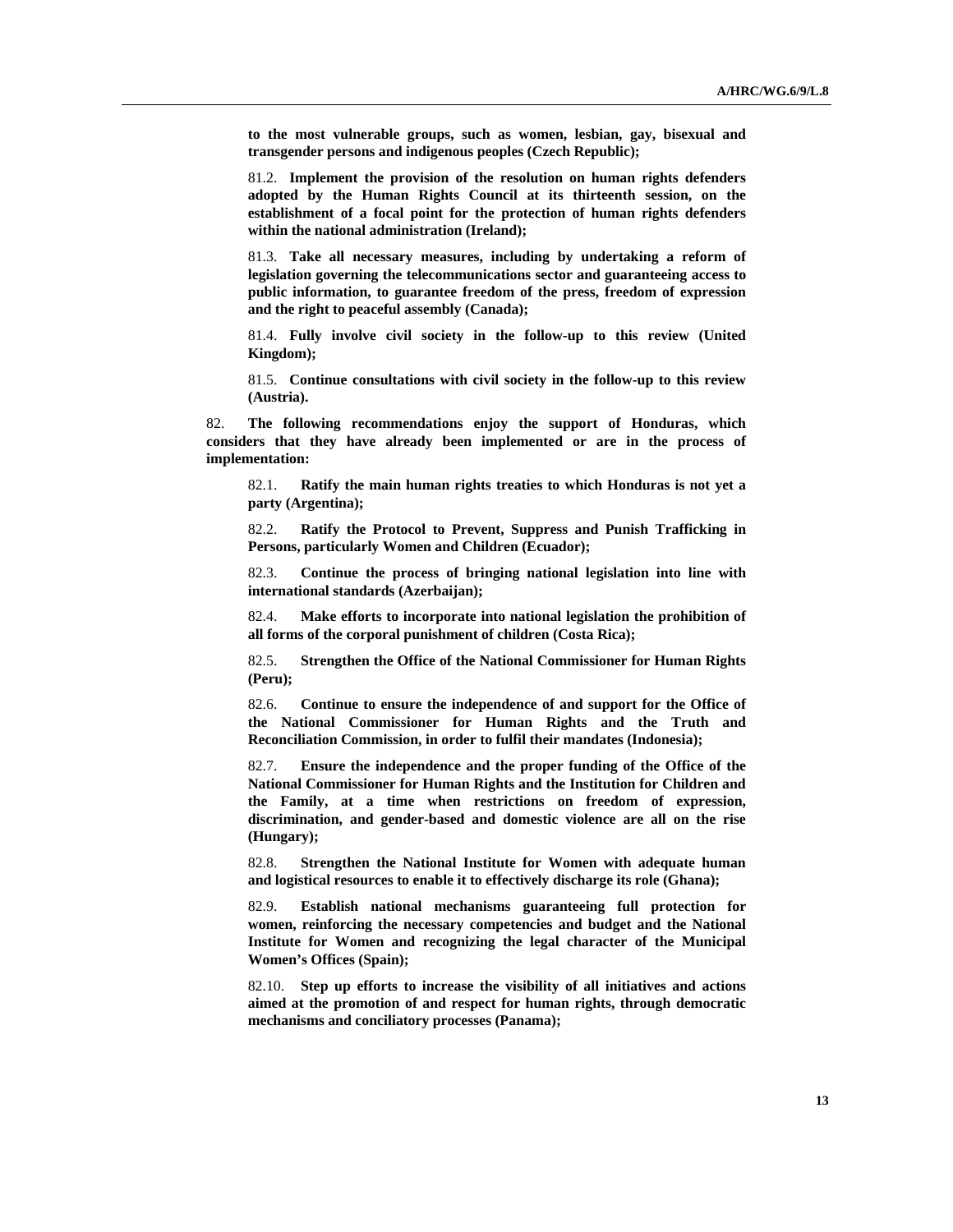**to the most vulnerable groups, such as women, lesbian, gay, bisexual and transgender persons and indigenous peoples (Czech Republic);**

81.2. **Implement the provision of the resolution on human rights defenders adopted by the Human Rights Council at its thirteenth session, on the establishment of a focal point for the protection of human rights defenders within the national administration (Ireland);**

81.3. **Take all necessary measures, including by undertaking a reform of legislation governing the telecommunications sector and guaranteeing access to public information, to guarantee freedom of the press, freedom of expression and the right to peaceful assembly (Canada);**

81.4. **Fully involve civil society in the follow-up to this review (United Kingdom);**

81.5. **Continue consultations with civil society in the follow-up to this review (Austria).**

82. **The following recommendations enjoy the support of Honduras, which considers that they have already been implemented or are in the process of implementation:**

82.1. **Ratify the main human rights treaties to which Honduras is not yet a party (Argentina);**

82.2. **Ratify the Protocol to Prevent, Suppress and Punish Trafficking in Persons, particularly Women and Children (Ecuador);**

82.3. **Continue the process of bringing national legislation into line with international standards (Azerbaijan);**

82.4. **Make efforts to incorporate into national legislation the prohibition of all forms of the corporal punishment of children (Costa Rica);**

82.5. **Strengthen the Office of the National Commissioner for Human Rights (Peru);**

82.6. **Continue to ensure the independence of and support for the Office of the National Commissioner for Human Rights and the Truth and Reconciliation Commission, in order to fulfil their mandates (Indonesia);**

82.7. **Ensure the independence and the proper funding of the Office of the National Commissioner for Human Rights and the Institution for Children and the Family, at a time when restrictions on freedom of expression, discrimination, and gender-based and domestic violence are all on the rise (Hungary);**

82.8. **Strengthen the National Institute for Women with adequate human and logistical resources to enable it to effectively discharge its role (Ghana);**

82.9. **Establish national mechanisms guaranteeing full protection for women, reinforcing the necessary competencies and budget and the National Institute for Women and recognizing the legal character of the Municipal Women's Offices (Spain);**

82.10. **Step up efforts to increase the visibility of all initiatives and actions aimed at the promotion of and respect for human rights, through democratic mechanisms and conciliatory processes (Panama);**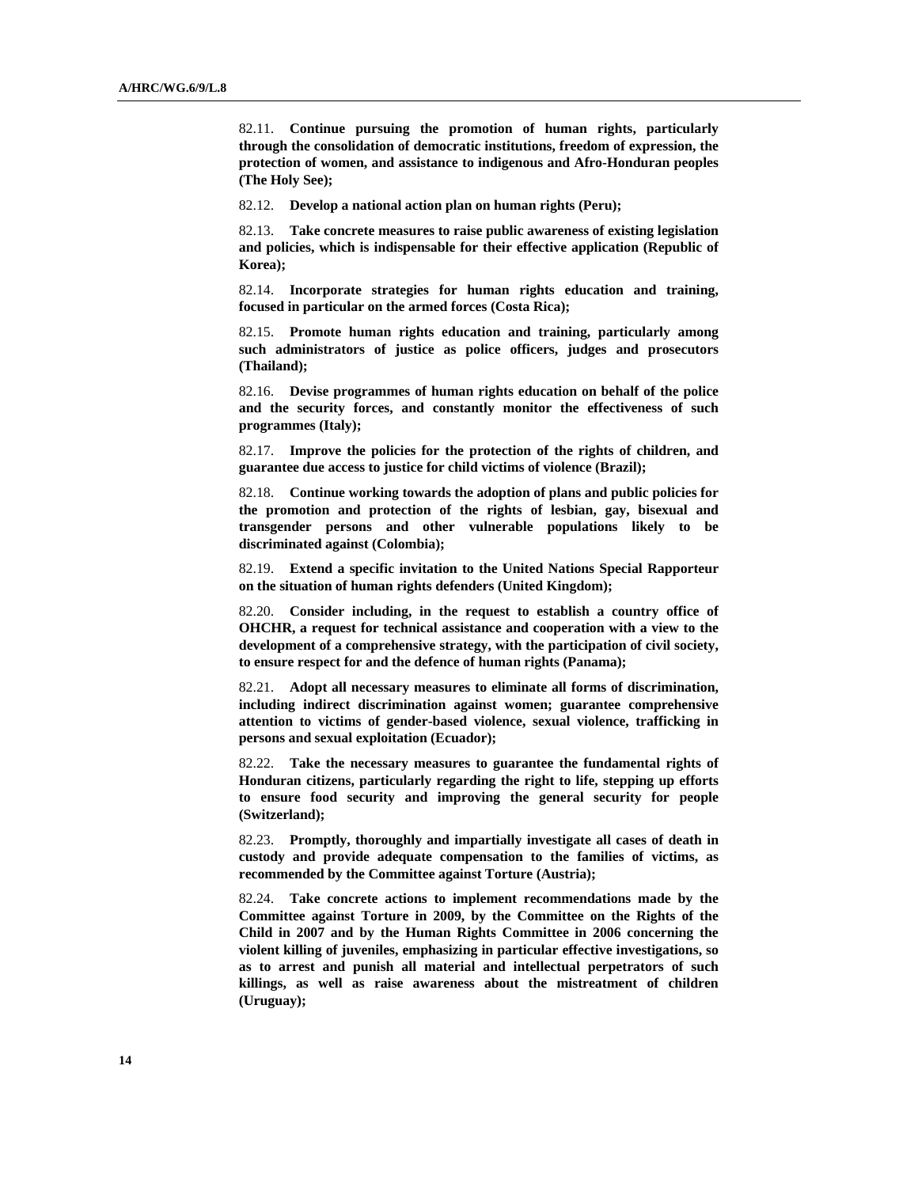82.11. **Continue pursuing the promotion of human rights, particularly through the consolidation of democratic institutions, freedom of expression, the protection of women, and assistance to indigenous and Afro-Honduran peoples (The Holy See);**

82.12. **Develop a national action plan on human rights (Peru);**

82.13. **Take concrete measures to raise public awareness of existing legislation and policies, which is indispensable for their effective application (Republic of Korea);**

82.14. **Incorporate strategies for human rights education and training, focused in particular on the armed forces (Costa Rica);**

82.15. **Promote human rights education and training, particularly among such administrators of justice as police officers, judges and prosecutors (Thailand);**

82.16. **Devise programmes of human rights education on behalf of the police and the security forces, and constantly monitor the effectiveness of such programmes (Italy);**

82.17. **Improve the policies for the protection of the rights of children, and guarantee due access to justice for child victims of violence (Brazil);**

82.18. **Continue working towards the adoption of plans and public policies for the promotion and protection of the rights of lesbian, gay, bisexual and transgender persons and other vulnerable populations likely to be discriminated against (Colombia);**

82.19. **Extend a specific invitation to the United Nations Special Rapporteur on the situation of human rights defenders (United Kingdom);**

82.20. **Consider including, in the request to establish a country office of OHCHR, a request for technical assistance and cooperation with a view to the development of a comprehensive strategy, with the participation of civil society, to ensure respect for and the defence of human rights (Panama);**

82.21. **Adopt all necessary measures to eliminate all forms of discrimination, including indirect discrimination against women; guarantee comprehensive attention to victims of gender-based violence, sexual violence, trafficking in persons and sexual exploitation (Ecuador);**

82.22. **Take the necessary measures to guarantee the fundamental rights of Honduran citizens, particularly regarding the right to life, stepping up efforts to ensure food security and improving the general security for people (Switzerland);**

82.23. **Promptly, thoroughly and impartially investigate all cases of death in custody and provide adequate compensation to the families of victims, as recommended by the Committee against Torture (Austria);**

82.24. **Take concrete actions to implement recommendations made by the Committee against Torture in 2009, by the Committee on the Rights of the Child in 2007 and by the Human Rights Committee in 2006 concerning the violent killing of juveniles, emphasizing in particular effective investigations, so as to arrest and punish all material and intellectual perpetrators of such killings, as well as raise awareness about the mistreatment of children (Uruguay);**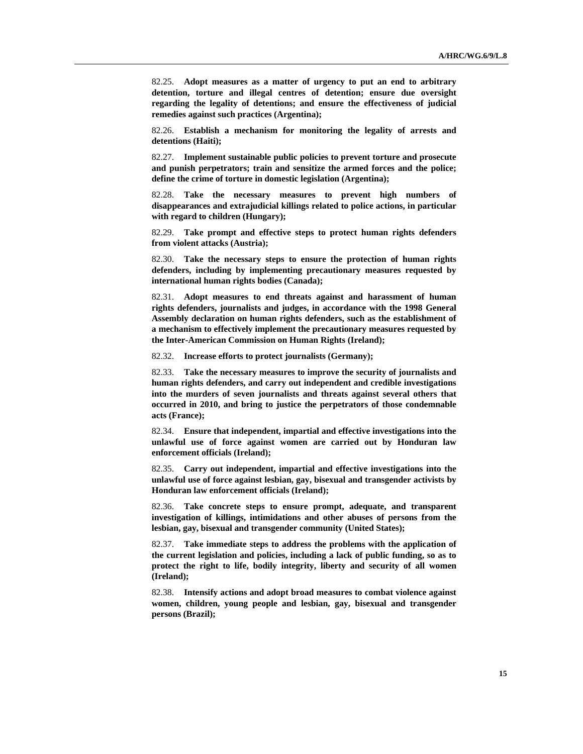82.25. **Adopt measures as a matter of urgency to put an end to arbitrary detention, torture and illegal centres of detention; ensure due oversight regarding the legality of detentions; and ensure the effectiveness of judicial remedies against such practices (Argentina);**

82.26. **Establish a mechanism for monitoring the legality of arrests and detentions (Haiti);**

82.27. **Implement sustainable public policies to prevent torture and prosecute and punish perpetrators; train and sensitize the armed forces and the police; define the crime of torture in domestic legislation (Argentina);**

82.28. **Take the necessary measures to prevent high numbers of disappearances and extrajudicial killings related to police actions, in particular with regard to children (Hungary);**

82.29. **Take prompt and effective steps to protect human rights defenders from violent attacks (Austria);**

82.30. **Take the necessary steps to ensure the protection of human rights defenders, including by implementing precautionary measures requested by international human rights bodies (Canada);**

82.31. **Adopt measures to end threats against and harassment of human rights defenders, journalists and judges, in accordance with the 1998 General Assembly declaration on human rights defenders, such as the establishment of a mechanism to effectively implement the precautionary measures requested by the Inter-American Commission on Human Rights (Ireland);**

82.32. **Increase efforts to protect journalists (Germany);**

82.33. **Take the necessary measures to improve the security of journalists and human rights defenders, and carry out independent and credible investigations into the murders of seven journalists and threats against several others that occurred in 2010, and bring to justice the perpetrators of those condemnable acts (France);**

82.34. **Ensure that independent, impartial and effective investigations into the unlawful use of force against women are carried out by Honduran law enforcement officials (Ireland);**

82.35. **Carry out independent, impartial and effective investigations into the unlawful use of force against lesbian, gay, bisexual and transgender activists by Honduran law enforcement officials (Ireland);**

82.36. **Take concrete steps to ensure prompt, adequate, and transparent investigation of killings, intimidations and other abuses of persons from the lesbian, gay, bisexual and transgender community (United States);**

82.37. **Take immediate steps to address the problems with the application of the current legislation and policies, including a lack of public funding, so as to protect the right to life, bodily integrity, liberty and security of all women (Ireland);**

82.38. **Intensify actions and adopt broad measures to combat violence against women, children, young people and lesbian, gay, bisexual and transgender persons (Brazil);**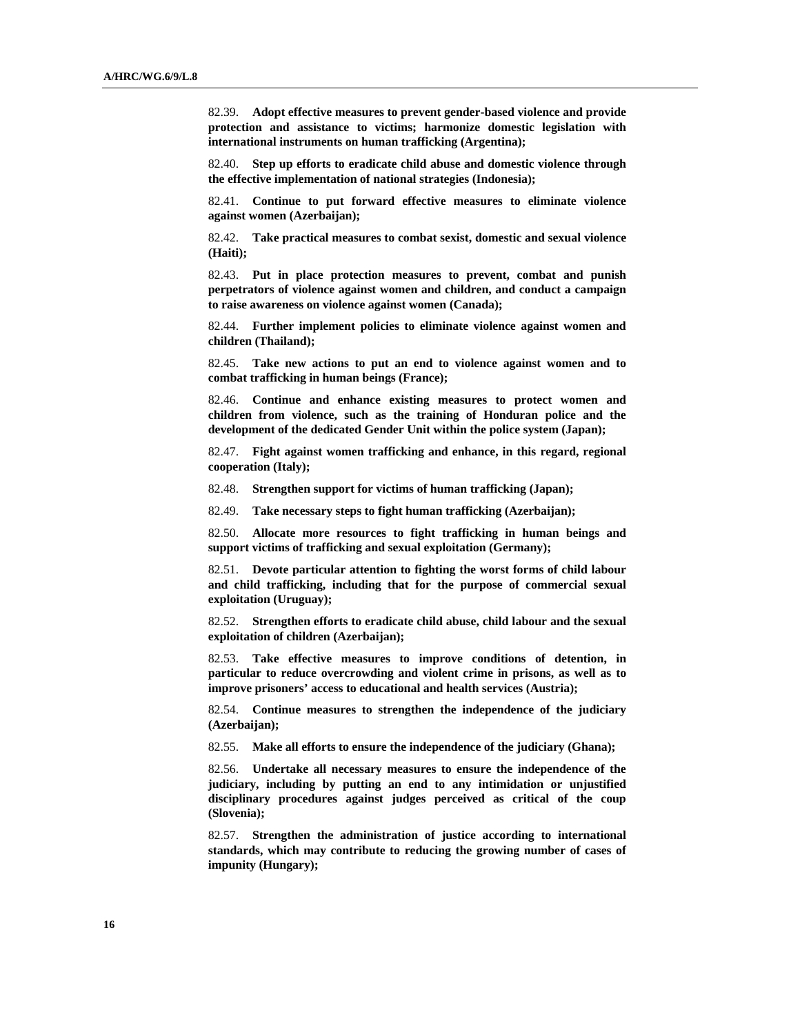82.39. **Adopt effective measures to prevent gender-based violence and provide protection and assistance to victims; harmonize domestic legislation with international instruments on human trafficking (Argentina);**

82.40. **Step up efforts to eradicate child abuse and domestic violence through the effective implementation of national strategies (Indonesia);**

82.41. **Continue to put forward effective measures to eliminate violence against women (Azerbaijan);**

82.42. **Take practical measures to combat sexist, domestic and sexual violence (Haiti);**

82.43. **Put in place protection measures to prevent, combat and punish perpetrators of violence against women and children, and conduct a campaign to raise awareness on violence against women (Canada);**

82.44. **Further implement policies to eliminate violence against women and children (Thailand);**

82.45. **Take new actions to put an end to violence against women and to combat trafficking in human beings (France);**

82.46. **Continue and enhance existing measures to protect women and children from violence, such as the training of Honduran police and the development of the dedicated Gender Unit within the police system (Japan);**

82.47. **Fight against women trafficking and enhance, in this regard, regional cooperation (Italy);**

82.48. **Strengthen support for victims of human trafficking (Japan);**

82.49. **Take necessary steps to fight human trafficking (Azerbaijan);**

82.50. **Allocate more resources to fight trafficking in human beings and support victims of trafficking and sexual exploitation (Germany);**

82.51. **Devote particular attention to fighting the worst forms of child labour and child trafficking, including that for the purpose of commercial sexual exploitation (Uruguay);**

82.52. **Strengthen efforts to eradicate child abuse, child labour and the sexual exploitation of children (Azerbaijan);**

82.53. **Take effective measures to improve conditions of detention, in particular to reduce overcrowding and violent crime in prisons, as well as to improve prisoners' access to educational and health services (Austria);**

82.54. **Continue measures to strengthen the independence of the judiciary (Azerbaijan);**

82.55. **Make all efforts to ensure the independence of the judiciary (Ghana);**

82.56. **Undertake all necessary measures to ensure the independence of the judiciary, including by putting an end to any intimidation or unjustified disciplinary procedures against judges perceived as critical of the coup (Slovenia);**

82.57. **Strengthen the administration of justice according to international standards, which may contribute to reducing the growing number of cases of impunity (Hungary);**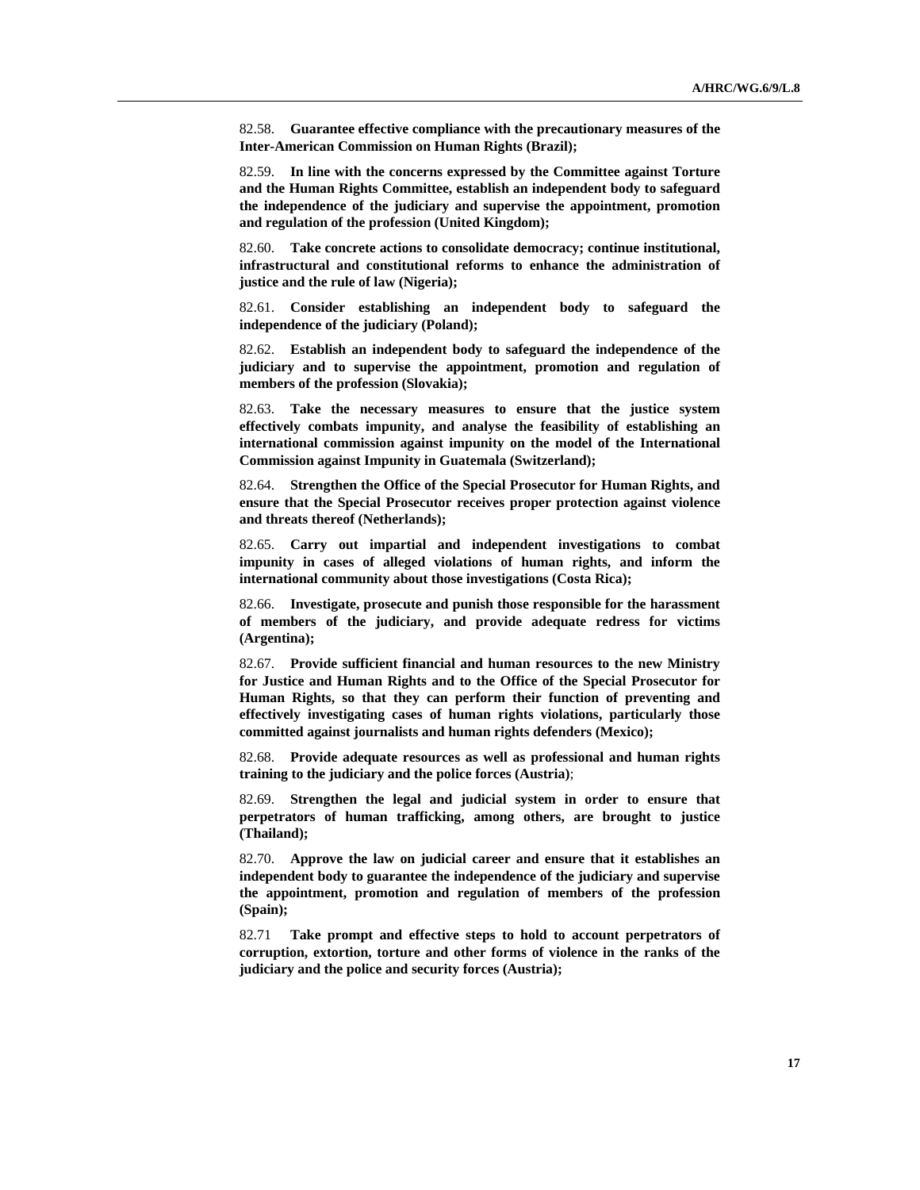82.58. **Guarantee effective compliance with the precautionary measures of the Inter-American Commission on Human Rights (Brazil);**

82.59. **In line with the concerns expressed by the Committee against Torture and the Human Rights Committee, establish an independent body to safeguard the independence of the judiciary and supervise the appointment, promotion and regulation of the profession (United Kingdom);**

82.60. **Take concrete actions to consolidate democracy; continue institutional, infrastructural and constitutional reforms to enhance the administration of justice and the rule of law (Nigeria);**

82.61. **Consider establishing an independent body to safeguard the independence of the judiciary (Poland);**

82.62. **Establish an independent body to safeguard the independence of the judiciary and to supervise the appointment, promotion and regulation of members of the profession (Slovakia);**

82.63. **Take the necessary measures to ensure that the justice system effectively combats impunity, and analyse the feasibility of establishing an international commission against impunity on the model of the International Commission against Impunity in Guatemala (Switzerland);**

82.64. **Strengthen the Office of the Special Prosecutor for Human Rights, and ensure that the Special Prosecutor receives proper protection against violence and threats thereof (Netherlands);**

82.65. **Carry out impartial and independent investigations to combat impunity in cases of alleged violations of human rights, and inform the international community about those investigations (Costa Rica);**

82.66. **Investigate, prosecute and punish those responsible for the harassment of members of the judiciary, and provide adequate redress for victims (Argentina);**

82.67. **Provide sufficient financial and human resources to the new Ministry for Justice and Human Rights and to the Office of the Special Prosecutor for Human Rights, so that they can perform their function of preventing and effectively investigating cases of human rights violations, particularly those committed against journalists and human rights defenders (Mexico);**

82.68. **Provide adequate resources as well as professional and human rights training to the judiciary and the police forces (Austria)**;

82.69. **Strengthen the legal and judicial system in order to ensure that perpetrators of human trafficking, among others, are brought to justice (Thailand);**

82.70. **Approve the law on judicial career and ensure that it establishes an independent body to guarantee the independence of the judiciary and supervise the appointment, promotion and regulation of members of the profession (Spain);**

82.71 **Take prompt and effective steps to hold to account perpetrators of corruption, extortion, torture and other forms of violence in the ranks of the judiciary and the police and security forces (Austria);**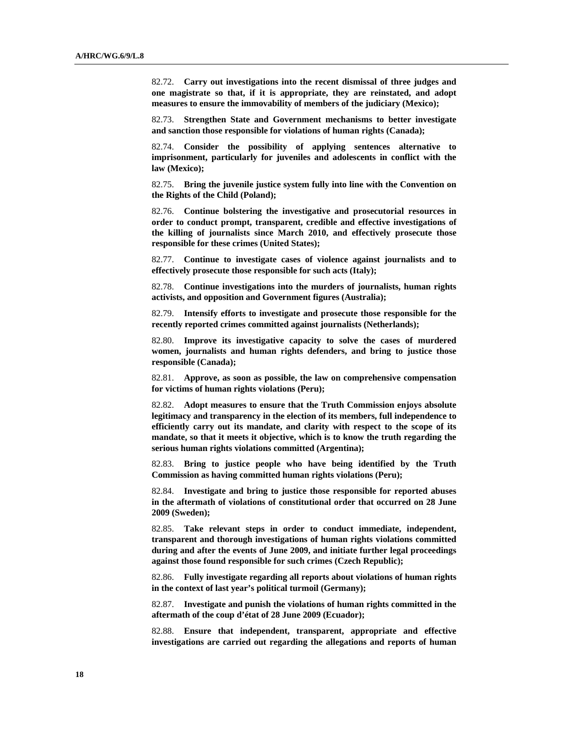82.72. **Carry out investigations into the recent dismissal of three judges and one magistrate so that, if it is appropriate, they are reinstated, and adopt measures to ensure the immovability of members of the judiciary (Mexico);**

82.73. **Strengthen State and Government mechanisms to better investigate and sanction those responsible for violations of human rights (Canada);**

82.74. **Consider the possibility of applying sentences alternative to imprisonment, particularly for juveniles and adolescents in conflict with the law (Mexico);**

82.75. **Bring the juvenile justice system fully into line with the Convention on the Rights of the Child (Poland);**

82.76. **Continue bolstering the investigative and prosecutorial resources in order to conduct prompt, transparent, credible and effective investigations of the killing of journalists since March 2010, and effectively prosecute those responsible for these crimes (United States);**

82.77. **Continue to investigate cases of violence against journalists and to effectively prosecute those responsible for such acts (Italy);**

82.78. **Continue investigations into the murders of journalists, human rights activists, and opposition and Government figures (Australia);**

82.79. **Intensify efforts to investigate and prosecute those responsible for the recently reported crimes committed against journalists (Netherlands);**

82.80. **Improve its investigative capacity to solve the cases of murdered women, journalists and human rights defenders, and bring to justice those responsible (Canada);**

82.81. **Approve, as soon as possible, the law on comprehensive compensation for victims of human rights violations (Peru);**

82.82. **Adopt measures to ensure that the Truth Commission enjoys absolute legitimacy and transparency in the election of its members, full independence to efficiently carry out its mandate, and clarity with respect to the scope of its mandate, so that it meets it objective, which is to know the truth regarding the serious human rights violations committed (Argentina);**

82.83. **Bring to justice people who have being identified by the Truth Commission as having committed human rights violations (Peru);**

82.84. **Investigate and bring to justice those responsible for reported abuses in the aftermath of violations of constitutional order that occurred on 28 June 2009 (Sweden);**

82.85. **Take relevant steps in order to conduct immediate, independent, transparent and thorough investigations of human rights violations committed during and after the events of June 2009, and initiate further legal proceedings against those found responsible for such crimes (Czech Republic);**

82.86. **Fully investigate regarding all reports about violations of human rights in the context of last year's political turmoil (Germany);**

82.87. **Investigate and punish the violations of human rights committed in the aftermath of the coup d'état of 28 June 2009 (Ecuador);**

82.88. **Ensure that independent, transparent, appropriate and effective investigations are carried out regarding the allegations and reports of human**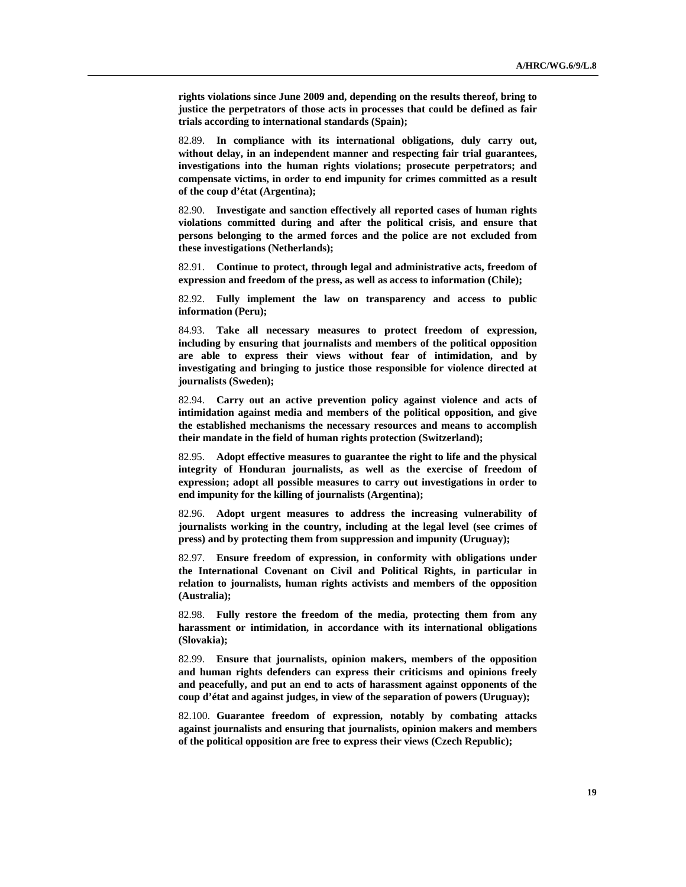**rights violations since June 2009 and, depending on the results thereof, bring to justice the perpetrators of those acts in processes that could be defined as fair trials according to international standards (Spain);**

82.89. **In compliance with its international obligations, duly carry out, without delay, in an independent manner and respecting fair trial guarantees, investigations into the human rights violations; prosecute perpetrators; and compensate victims, in order to end impunity for crimes committed as a result of the coup d'état (Argentina);**

82.90. **Investigate and sanction effectively all reported cases of human rights violations committed during and after the political crisis, and ensure that persons belonging to the armed forces and the police are not excluded from these investigations (Netherlands);**

82.91. **Continue to protect, through legal and administrative acts, freedom of expression and freedom of the press, as well as access to information (Chile);**

82.92. **Fully implement the law on transparency and access to public information (Peru);**

84.93. **Take all necessary measures to protect freedom of expression, including by ensuring that journalists and members of the political opposition are able to express their views without fear of intimidation, and by investigating and bringing to justice those responsible for violence directed at journalists (Sweden);**

82.94. **Carry out an active prevention policy against violence and acts of intimidation against media and members of the political opposition, and give the established mechanisms the necessary resources and means to accomplish their mandate in the field of human rights protection (Switzerland);**

82.95. **Adopt effective measures to guarantee the right to life and the physical integrity of Honduran journalists, as well as the exercise of freedom of expression; adopt all possible measures to carry out investigations in order to end impunity for the killing of journalists (Argentina);**

82.96. **Adopt urgent measures to address the increasing vulnerability of journalists working in the country, including at the legal level (see crimes of press) and by protecting them from suppression and impunity (Uruguay);**

82.97. **Ensure freedom of expression, in conformity with obligations under the International Covenant on Civil and Political Rights, in particular in relation to journalists, human rights activists and members of the opposition (Australia);**

82.98. **Fully restore the freedom of the media, protecting them from any harassment or intimidation, in accordance with its international obligations (Slovakia);**

82.99. **Ensure that journalists, opinion makers, members of the opposition and human rights defenders can express their criticisms and opinions freely and peacefully, and put an end to acts of harassment against opponents of the coup d'état and against judges, in view of the separation of powers (Uruguay);**

82.100. **Guarantee freedom of expression, notably by combating attacks against journalists and ensuring that journalists, opinion makers and members of the political opposition are free to express their views (Czech Republic);**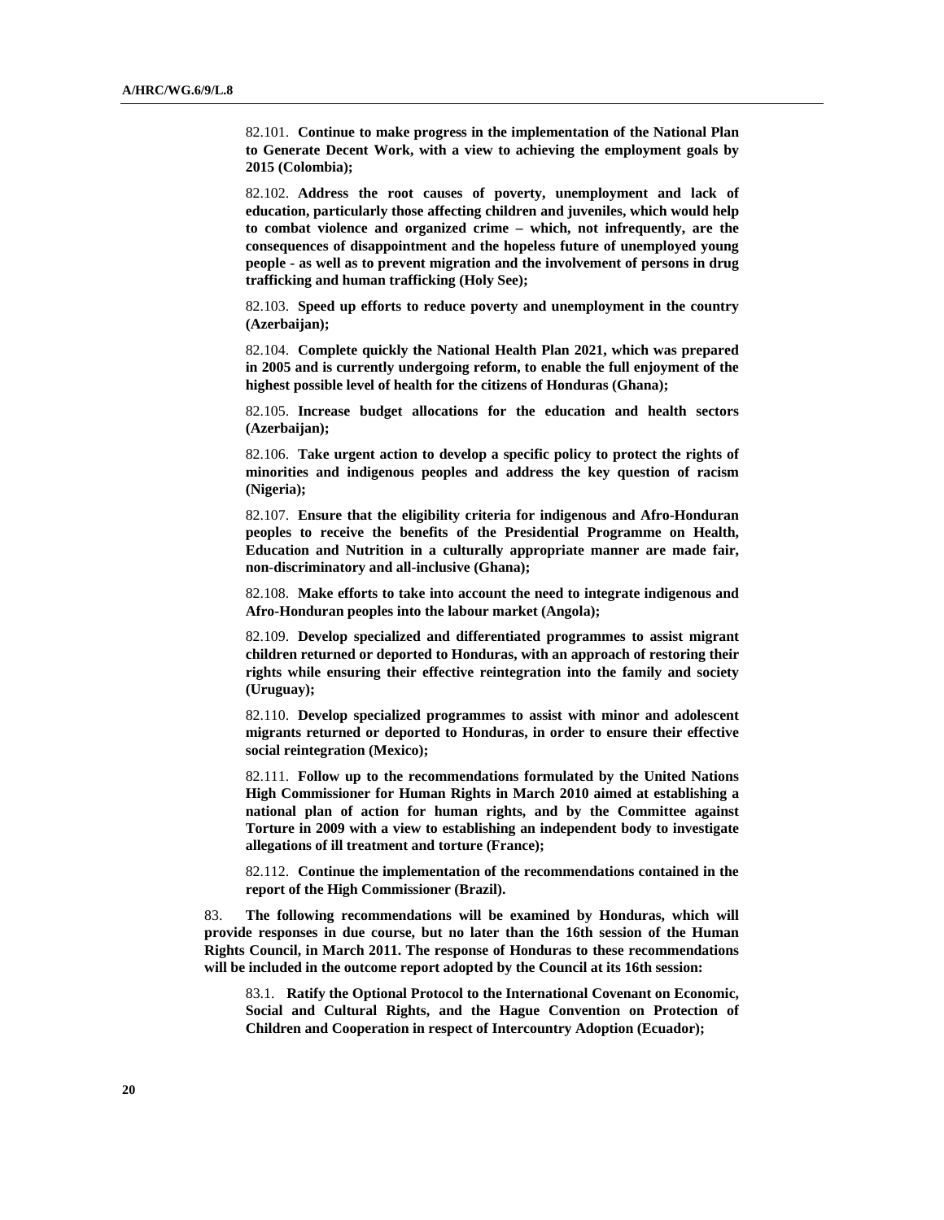82.101. **Continue to make progress in the implementation of the National Plan to Generate Decent Work, with a view to achieving the employment goals by 2015 (Colombia);**

82.102. **Address the root causes of poverty, unemployment and lack of education, particularly those affecting children and juveniles, which would help to combat violence and organized crime – which, not infrequently, are the consequences of disappointment and the hopeless future of unemployed young people - as well as to prevent migration and the involvement of persons in drug trafficking and human trafficking (Holy See);**

82.103. **Speed up efforts to reduce poverty and unemployment in the country (Azerbaijan);**

82.104. **Complete quickly the National Health Plan 2021, which was prepared in 2005 and is currently undergoing reform, to enable the full enjoyment of the highest possible level of health for the citizens of Honduras (Ghana);**

82.105. **Increase budget allocations for the education and health sectors (Azerbaijan);**

82.106. **Take urgent action to develop a specific policy to protect the rights of minorities and indigenous peoples and address the key question of racism (Nigeria);**

82.107. **Ensure that the eligibility criteria for indigenous and Afro-Honduran peoples to receive the benefits of the Presidential Programme on Health, Education and Nutrition in a culturally appropriate manner are made fair, non-discriminatory and all-inclusive (Ghana);**

82.108. **Make efforts to take into account the need to integrate indigenous and Afro-Honduran peoples into the labour market (Angola);**

82.109. **Develop specialized and differentiated programmes to assist migrant children returned or deported to Honduras, with an approach of restoring their rights while ensuring their effective reintegration into the family and society (Uruguay);**

82.110. **Develop specialized programmes to assist with minor and adolescent migrants returned or deported to Honduras, in order to ensure their effective social reintegration (Mexico);**

82.111. **Follow up to the recommendations formulated by the United Nations High Commissioner for Human Rights in March 2010 aimed at establishing a national plan of action for human rights, and by the Committee against Torture in 2009 with a view to establishing an independent body to investigate allegations of ill treatment and torture (France);**

82.112. **Continue the implementation of the recommendations contained in the report of the High Commissioner (Brazil).**

83. **The following recommendations will be examined by Honduras, which will provide responses in due course, but no later than the 16th session of the Human Rights Council, in March 2011. The response of Honduras to these recommendations will be included in the outcome report adopted by the Council at its 16th session:**

83.1. **Ratify the Optional Protocol to the International Covenant on Economic, Social and Cultural Rights, and the Hague Convention on Protection of Children and Cooperation in respect of Intercountry Adoption (Ecuador);**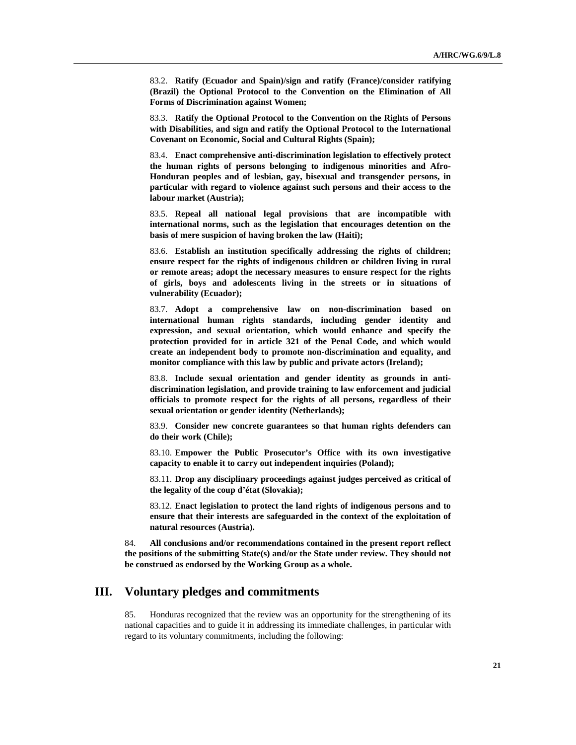83.2. **Ratify (Ecuador and Spain)/sign and ratify (France)/consider ratifying (Brazil) the Optional Protocol to the Convention on the Elimination of All Forms of Discrimination against Women;**

83.3. **Ratify the Optional Protocol to the Convention on the Rights of Persons with Disabilities, and sign and ratify the Optional Protocol to the International Covenant on Economic, Social and Cultural Rights (Spain);**

83.4. **Enact comprehensive anti-discrimination legislation to effectively protect the human rights of persons belonging to indigenous minorities and Afro-Honduran peoples and of lesbian, gay, bisexual and transgender persons, in particular with regard to violence against such persons and their access to the labour market (Austria);**

83.5. **Repeal all national legal provisions that are incompatible with international norms, such as the legislation that encourages detention on the basis of mere suspicion of having broken the law (Haiti);**

83.6. **Establish an institution specifically addressing the rights of children; ensure respect for the rights of indigenous children or children living in rural or remote areas; adopt the necessary measures to ensure respect for the rights of girls, boys and adolescents living in the streets or in situations of vulnerability (Ecuador);**

83.7. **Adopt a comprehensive law on non-discrimination based on international human rights standards, including gender identity and expression, and sexual orientation, which would enhance and specify the protection provided for in article 321 of the Penal Code, and which would create an independent body to promote non-discrimination and equality, and monitor compliance with this law by public and private actors (Ireland);**

83.8. **Include sexual orientation and gender identity as grounds in anti-discrimination legislation, and provide training to law enforcement and judicial officials to promote respect for the rights of all persons, regardless of their sexual orientation or gender identity (Netherlands);**

83.9. **Consider new concrete guarantees so that human rights defenders can do their work (Chile);**

83.10. **Empower the Public Prosecutor's Office with its own investigative capacity to enable it to carry out independent inquiries (Poland);**

83.11. **Drop any disciplinary proceedings against judges perceived as critical of the legality of the coup d'état (Slovakia);**

83.12. **Enact legislation to protect the land rights of indigenous persons and to ensure that their interests are safeguarded in the context of the exploitation of natural resources (Austria).**

84. **All conclusions and/or recommendations contained in the present report reflect the positions of the submitting State(s) and/or the State under review. They should not be construed as endorsed by the Working Group as a whole.**

## III. Voluntary pledges and commitments

85. Honduras recognized that the review was an opportunity for the strengthening of its national capacities and to guide it in addressing its immediate challenges, in particular with regard to its voluntary commitments, including the following: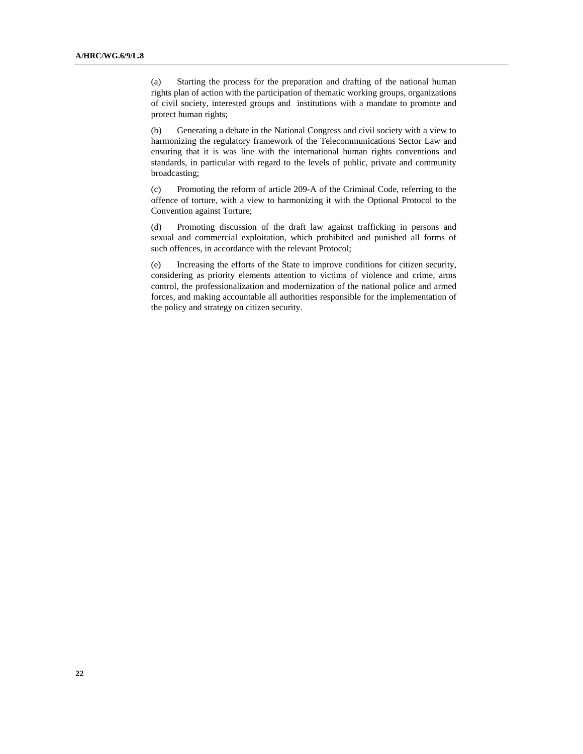(a) Starting the process for the preparation and drafting of the national human rights plan of action with the participation of thematic working groups, organizations of civil society, interested groups and institutions with a mandate to promote and protect human rights;

(b) Generating a debate in the National Congress and civil society with a view to harmonizing the regulatory framework of the Telecommunications Sector Law and ensuring that it is was line with the international human rights conventions and standards, in particular with regard to the levels of public, private and community broadcasting;

(c) Promoting the reform of article 209-A of the Criminal Code, referring to the offence of torture, with a view to harmonizing it with the Optional Protocol to the Convention against Torture;

(d) Promoting discussion of the draft law against trafficking in persons and sexual and commercial exploitation, which prohibited and punished all forms of such offences, in accordance with the relevant Protocol;

(e) Increasing the efforts of the State to improve conditions for citizen security, considering as priority elements attention to victims of violence and crime, arms control, the professionalization and modernization of the national police and armed forces, and making accountable all authorities responsible for the implementation of the policy and strategy on citizen security.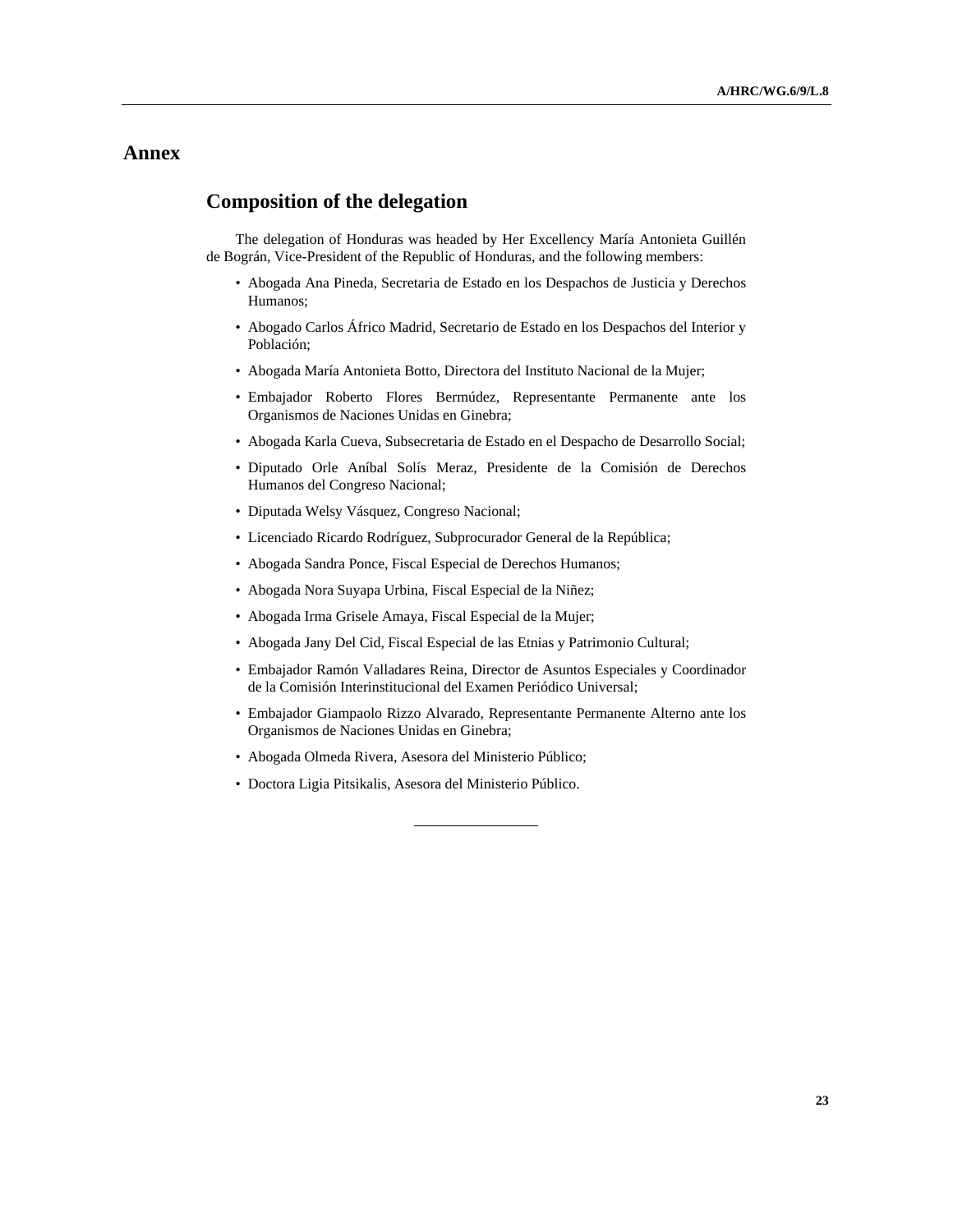# Annex

## Composition of the delegation

The delegation of Honduras was headed by Her Excellency María Antonieta Guillén de Bográn, Vice-President of the Republic of Honduras, and the following members:

- Abogada Ana Pineda, Secretaria de Estado en los Despachos de Justicia y Derechos Humanos;
- Abogado Carlos África Madrid, Secretario de Estado en los Despachos del Interior y Población;
- Abogada María Antonieta Botto, Directora del Instituto Nacional de la Mujer;
- Embajador Roberto Flores Bermúdez, Representante Permanente ante los Organismos de Naciones Unidas en Ginebra;
- Abogada Karla Cueva, Subsecretaria de Estado en el Despacho de Desarrollo Social;
- Diputado Orle Aníbal Solís Meraz, Presidente de la Comisión de Derechos Humanos del Congreso Nacional;
- Diputada Welsy Vásquez, Congreso Nacional;
- Licenciado Ricardo Rodríguez, Subprocurador General de la República;
- Abogada Sandra Ponce, Fiscal Especial de Derechos Humanos;
- Abogada Nora Suyapa Urbina, Fiscal Especial de la Niñez;
- Abogada Irma Grisele Amaya, Fiscal Especial de la Mujer;
- Abogada Jany Del Cid, Fiscal Especial de las Etnias y Patrimonio Cultural;
- Embajador Ramón Valladares Reina, Director de Asuntos Especiales y Coordinador de la Comisión Interinstitucional del Examen Periódico Universal;
- Embajador Giampaolo Rizzo Alvarado, Representante Permanente Alterno ante los Organismos de Naciones Unidas en Ginebra;
- Abogada Olmeda Rivera, Asesora del Ministerio Público;
- Doctora Ligia Pitsikalis, Asesora del Ministerio Público.